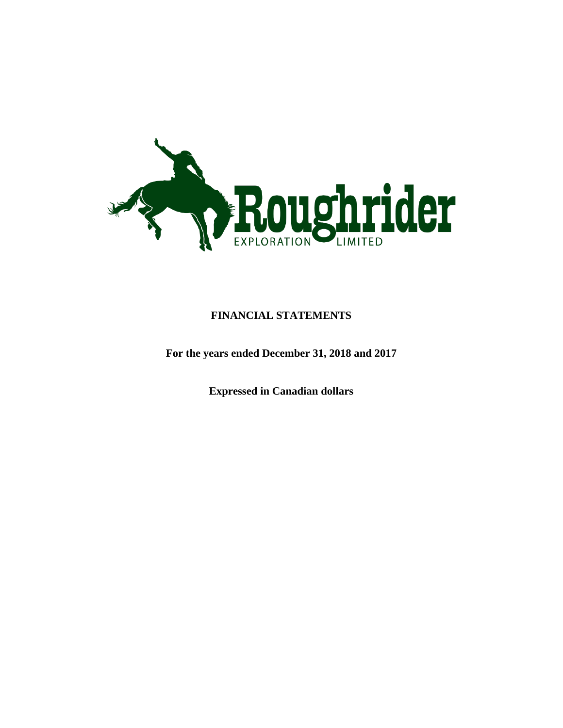Roughrider

EXPLORATION LIMITED

# FINANCIAL STATEMENTS

**For the years ended December 31, 2018 and 2017**

**Expressed in Canadian dollars**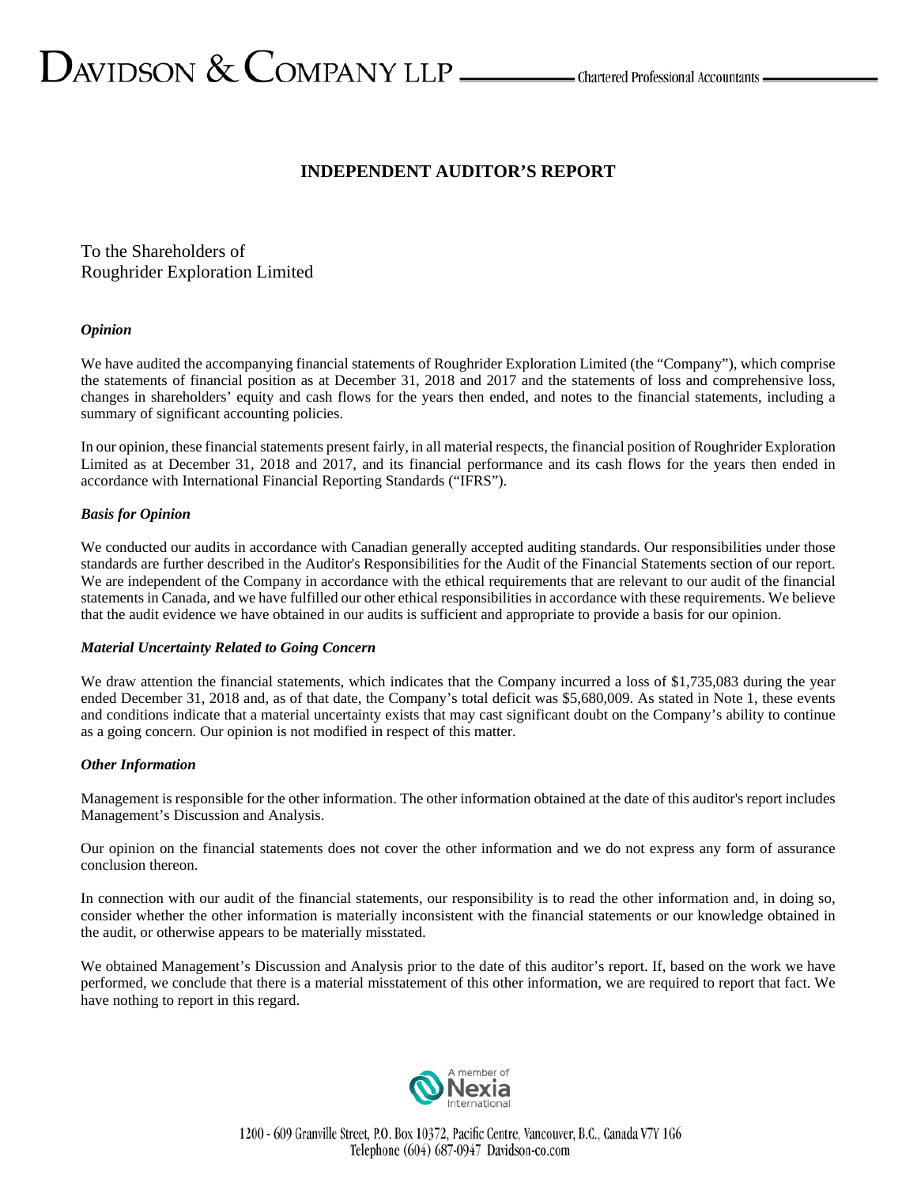# INDEPENDENT AUDITOR'S REPORT

To the Shareholders of
Roughrider Exploration Limited

***Opinion***

We have audited the accompanying financial statements of Roughrider Exploration Limited (the "Company"), which comprise the statements of financial position as at December 31, 2018 and 2017 and the statements of loss and comprehensive loss, changes in shareholders' equity and cash flows for the years then ended, and notes to the financial statements, including a summary of significant accounting policies.

In our opinion, these financial statements present fairly, in all material respects, the financial position of Roughrider Exploration Limited as at December 31, 2018 and 2017, and its financial performance and its cash flows for the years then ended in accordance with International Financial Reporting Standards ("IFRS").

***Basis for Opinion***

We conducted our audits in accordance with Canadian generally accepted auditing standards. Our responsibilities under those standards are further described in the Auditor's Responsibilities for the Audit of the Financial Statements section of our report. We are independent of the Company in accordance with the ethical requirements that are relevant to our audit of the financial statements in Canada, and we have fulfilled our other ethical responsibilities in accordance with these requirements. We believe that the audit evidence we have obtained in our audits is sufficient and appropriate to provide a basis for our opinion.

***Material Uncertainty Related to Going Concern***

We draw attention the financial statements, which indicates that the Company incurred a loss of $1,735,083 during the year ended December 31, 2018 and, as of that date, the Company's total deficit was $5,680,009. As stated in Note 1, these events and conditions indicate that a material uncertainty exists that may cast significant doubt on the Company's ability to continue as a going concern. Our opinion is not modified in respect of this matter.

***Other Information***

Management is responsible for the other information. The other information obtained at the date of this auditor's report includes Management's Discussion and Analysis.

Our opinion on the financial statements does not cover the other information and we do not express any form of assurance conclusion thereon.

In connection with our audit of the financial statements, our responsibility is to read the other information and, in doing so, consider whether the other information is materially inconsistent with the financial statements or our knowledge obtained in the audit, or otherwise appears to be materially misstated.

We obtained Management's Discussion and Analysis prior to the date of this auditor's report. If, based on the work we have performed, we conclude that there is a material misstatement of this other information, we are required to report that fact. We have nothing to report in this regard.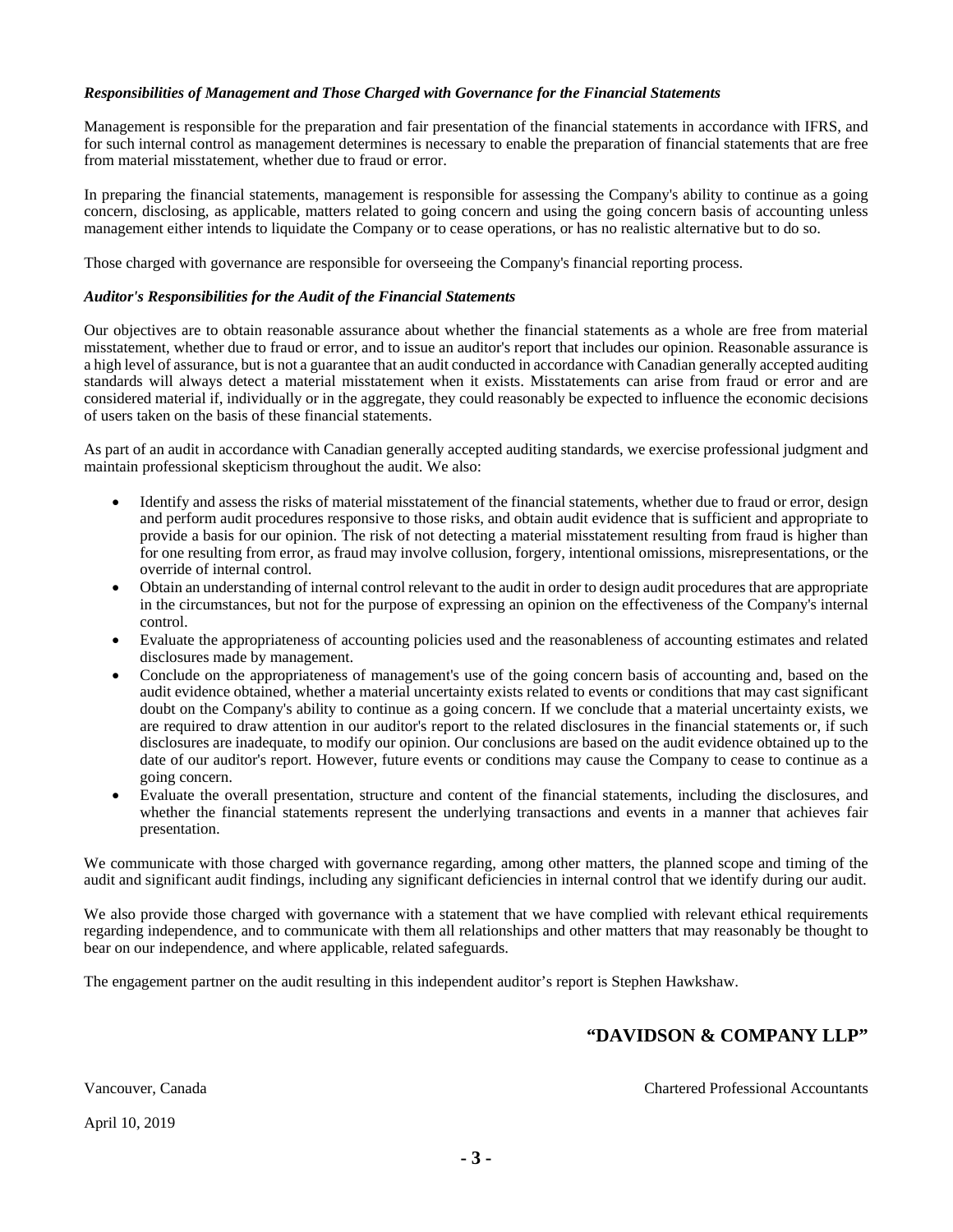***Responsibilities of Management and Those Charged with Governance for the Financial Statements***

Management is responsible for the preparation and fair presentation of the financial statements in accordance with IFRS, and for such internal control as management determines is necessary to enable the preparation of financial statements that are free from material misstatement, whether due to fraud or error.

In preparing the financial statements, management is responsible for assessing the Company's ability to continue as a going concern, disclosing, as applicable, matters related to going concern and using the going concern basis of accounting unless management either intends to liquidate the Company or to cease operations, or has no realistic alternative but to do so.

Those charged with governance are responsible for overseeing the Company's financial reporting process.

***Auditor's Responsibilities for the Audit of the Financial Statements***

Our objectives are to obtain reasonable assurance about whether the financial statements as a whole are free from material misstatement, whether due to fraud or error, and to issue an auditor's report that includes our opinion. Reasonable assurance is a high level of assurance, but is not a guarantee that an audit conducted in accordance with Canadian generally accepted auditing standards will always detect a material misstatement when it exists. Misstatements can arise from fraud or error and are considered material if, individually or in the aggregate, they could reasonably be expected to influence the economic decisions of users taken on the basis of these financial statements.

As part of an audit in accordance with Canadian generally accepted auditing standards, we exercise professional judgment and maintain professional skepticism throughout the audit. We also:

- Identify and assess the risks of material misstatement of the financial statements, whether due to fraud or error, design and perform audit procedures responsive to those risks, and obtain audit evidence that is sufficient and appropriate to provide a basis for our opinion. The risk of not detecting a material misstatement resulting from fraud is higher than for one resulting from error, as fraud may involve collusion, forgery, intentional omissions, misrepresentations, or the override of internal control.
- Obtain an understanding of internal control relevant to the audit in order to design audit procedures that are appropriate in the circumstances, but not for the purpose of expressing an opinion on the effectiveness of the Company's internal control.
- Evaluate the appropriateness of accounting policies used and the reasonableness of accounting estimates and related disclosures made by management.
- Conclude on the appropriateness of management's use of the going concern basis of accounting and, based on the audit evidence obtained, whether a material uncertainty exists related to events or conditions that may cast significant doubt on the Company's ability to continue as a going concern. If we conclude that a material uncertainty exists, we are required to draw attention in our auditor's report to the related disclosures in the financial statements or, if such disclosures are inadequate, to modify our opinion. Our conclusions are based on the audit evidence obtained up to the date of our auditor's report. However, future events or conditions may cause the Company to cease to continue as a going concern.
- Evaluate the overall presentation, structure and content of the financial statements, including the disclosures, and whether the financial statements represent the underlying transactions and events in a manner that achieves fair presentation.

We communicate with those charged with governance regarding, among other matters, the planned scope and timing of the audit and significant audit findings, including any significant deficiencies in internal control that we identify during our audit.

We also provide those charged with governance with a statement that we have complied with relevant ethical requirements regarding independence, and to communicate with them all relationships and other matters that may reasonably be thought to bear on our independence, and where applicable, related safeguards.

The engagement partner on the audit resulting in this independent auditor's report is Stephen Hawkshaw.

**"DAVIDSON & COMPANY LLP"**

Vancouver, Canada

Chartered Professional Accountants

April 10, 2019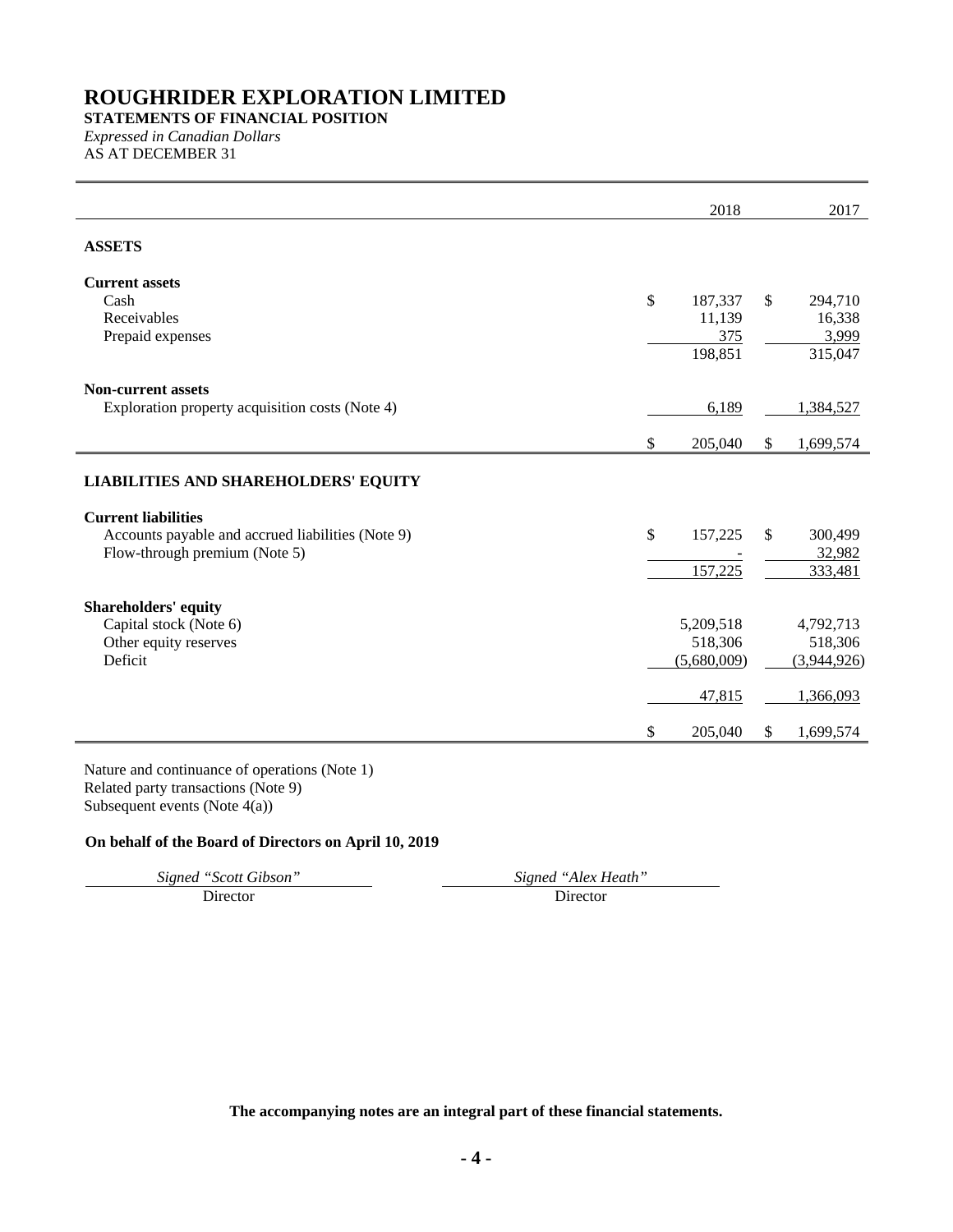# ROUGHRIDER EXPLORATION LIMITED

**STATEMENTS OF FINANCIAL POSITION**

*Expressed in Canadian Dollars*

AS AT DECEMBER 31

| | 2018 | 2017 |
|---|---|---|
| **ASSETS** | | |
| **Current assets** | | |
| Cash | $ 187,337 | $ 294,710 |
| Receivables | 11,139 | 16,338 |
| Prepaid expenses | 375 | 3,999 |
| | 198,851 | 315,047 |
| **Non-current assets** | | |
| Exploration property acquisition costs (Note 4) | 6,189 | 1,384,527 |
| | $ 205,040 | $ 1,699,574 |
| **LIABILITIES AND SHAREHOLDERS' EQUITY** | | |
| **Current liabilities** | | |
| Accounts payable and accrued liabilities (Note 9) | $ 157,225 | $ 300,499 |
| Flow-through premium (Note 5) | - | 32,982 |
| | 157,225 | 333,481 |
| **Shareholders' equity** | | |
| Capital stock (Note 6) | 5,209,518 | 4,792,713 |
| Other equity reserves | 518,306 | 518,306 |
| Deficit | (5,680,009) | (3,944,926) |
| | 47,815 | 1,366,093 |
| | $ 205,040 | $ 1,699,574 |

Nature and continuance of operations (Note 1)
Related party transactions (Note 9)
Subsequent events (Note 4(a))

**On behalf of the Board of Directors on April 10, 2019**

*Signed "Scott Gibson"*
Director

*Signed "Alex Heath"*
Director

**The accompanying notes are an integral part of these financial statements.**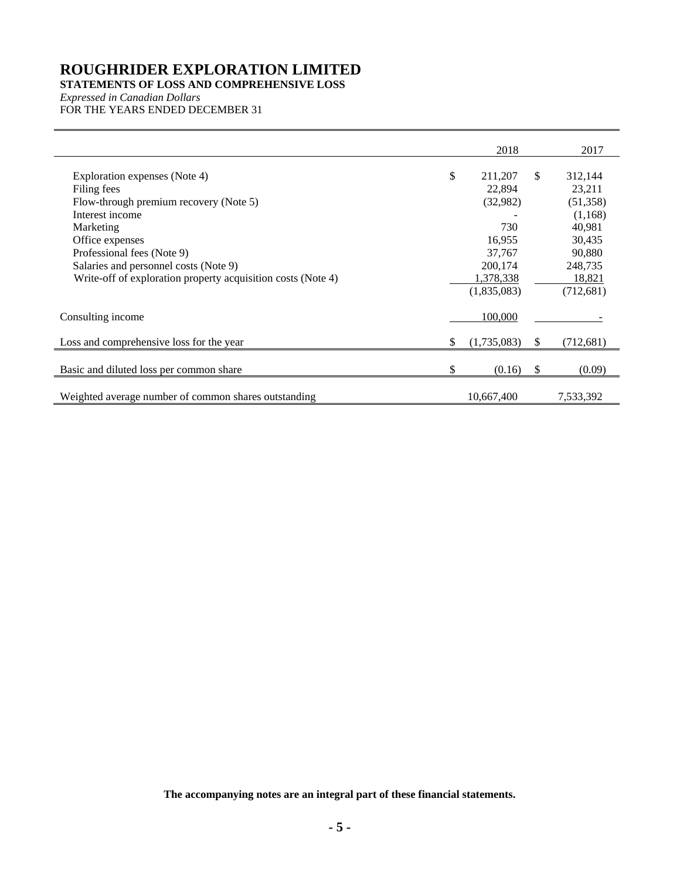# ROUGHRIDER EXPLORATION LIMITED

**STATEMENTS OF LOSS AND COMPREHENSIVE LOSS**

*Expressed in Canadian Dollars*

FOR THE YEARS ENDED DECEMBER 31

| | 2018 | 2017 |
|---|---|---|
| Exploration expenses (Note 4) | $ 211,207 | $ 312,144 |
| Filing fees | 22,894 | 23,211 |
| Flow-through premium recovery (Note 5) | (32,982) | (51,358) |
| Interest income | - | (1,168) |
| Marketing | 730 | 40,981 |
| Office expenses | 16,955 | 30,435 |
| Professional fees (Note 9) | 37,767 | 90,880 |
| Salaries and personnel costs (Note 9) | 200,174 | 248,735 |
| Write-off of exploration property acquisition costs (Note 4) | 1,378,338 | 18,821 |
| | (1,835,083) | (712,681) |
| Consulting income | 100,000 | - |
| Loss and comprehensive loss for the year | $ (1,735,083) | $ (712,681) |
| Basic and diluted loss per common share | $ (0.16) | $ (0.09) |
| Weighted average number of common shares outstanding | 10,667,400 | 7,533,392 |

**The accompanying notes are an integral part of these financial statements.**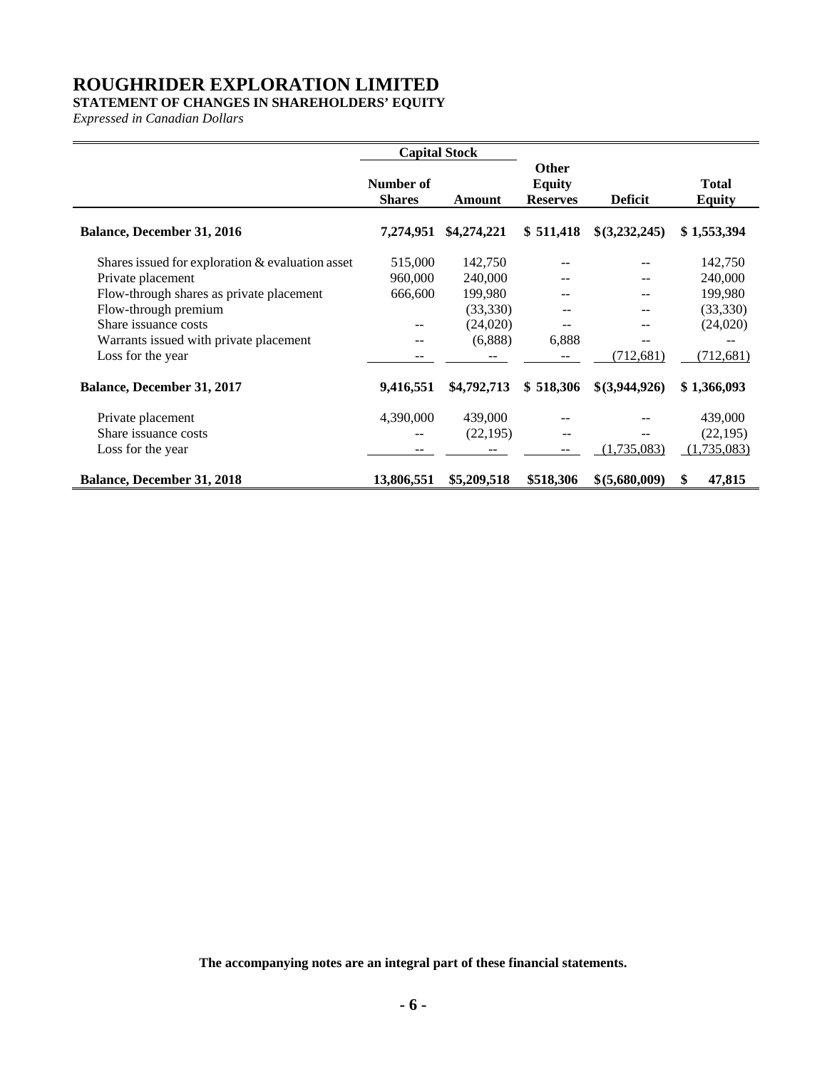# ROUGHRIDER EXPLORATION LIMITED

**STATEMENT OF CHANGES IN SHAREHOLDERS' EQUITY**

*Expressed in Canadian Dollars*

| | Capital Stock | | | | |
|---|---|---|---|---|---|
| | **Number of Shares** | **Amount** | **Other Equity Reserves** | **Deficit** | **Total Equity** |
| **Balance, December 31, 2016** | **7,274,951** | **$4,274,221** | **$ 511,418** | **$(3,232,245)** | **$ 1,553,394** |
| Shares issued for exploration & evaluation asset | 515,000 | 142,750 | -- | -- | 142,750 |
| Private placement | 960,000 | 240,000 | -- | -- | 240,000 |
| Flow-through shares as private placement | 666,600 | 199,980 | -- | -- | 199,980 |
| Flow-through premium | | (33,330) | -- | -- | (33,330) |
| Share issuance costs | -- | (24,020) | -- | -- | (24,020) |
| Warrants issued with private placement | -- | (6,888) | 6,888 | -- | -- |
| Loss for the year | -- | -- | -- | (712,681) | (712,681) |
| **Balance, December 31, 2017** | **9,416,551** | **$4,792,713** | **$ 518,306** | **$(3,944,926)** | **$ 1,366,093** |
| Private placement | 4,390,000 | 439,000 | -- | -- | 439,000 |
| Share issuance costs | -- | (22,195) | -- | -- | (22,195) |
| Loss for the year | -- | -- | -- | (1,735,083) | (1,735,083) |
| **Balance, December 31, 2018** | **13,806,551** | **$5,209,518** | **$518,306** | **$(5,680,009)** | **$ 47,815** |

**The accompanying notes are an integral part of these financial statements.**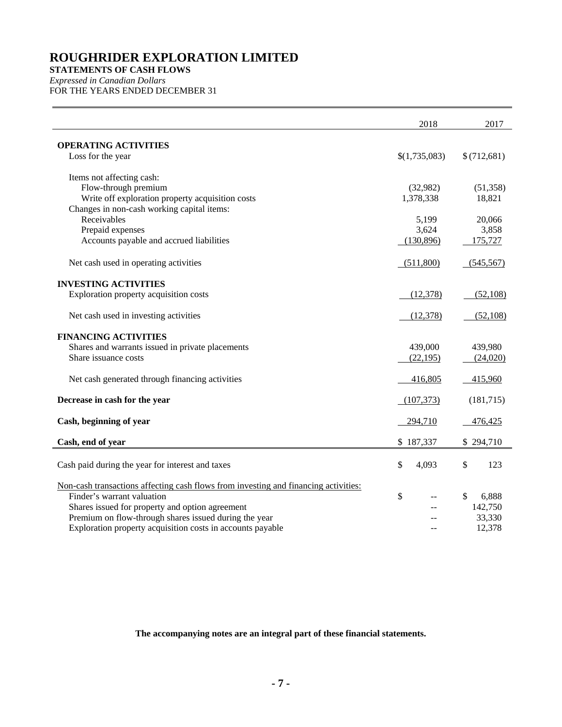# ROUGHRIDER EXPLORATION LIMITED

**STATEMENTS OF CASH FLOWS**

*Expressed in Canadian Dollars*

FOR THE YEARS ENDED DECEMBER 31

| | 2018 | 2017 |
|---|---|---|
| **OPERATING ACTIVITIES** | | |
| Loss for the year | $(1,735,083) | $ (712,681) |
| Items not affecting cash: | | |
| Flow-through premium | (32,982) | (51,358) |
| Write off exploration property acquisition costs | 1,378,338 | 18,821 |
| Changes in non-cash working capital items: | | |
| Receivables | 5,199 | 20,066 |
| Prepaid expenses | 3,624 | 3,858 |
| Accounts payable and accrued liabilities | (130,896) | 175,727 |
| Net cash used in operating activities | (511,800) | (545,567) |
| **INVESTING ACTIVITIES** | | |
| Exploration property acquisition costs | (12,378) | (52,108) |
| Net cash used in investing activities | (12,378) | (52,108) |
| **FINANCING ACTIVITIES** | | |
| Shares and warrants issued in private placements | 439,000 | 439,980 |
| Share issuance costs | (22,195) | (24,020) |
| Net cash generated through financing activities | 416,805 | 415,960 |
| **Decrease in cash for the year** | (107,373) | (181,715) |
| **Cash, beginning of year** | 294,710 | 476,425 |
| **Cash, end of year** | $ 187,337 | $ 294,710 |
| Cash paid during the year for interest and taxes | $ 4,093 | $ 123 |
| Non-cash transactions affecting cash flows from investing and financing activities: | | |
| Finder's warrant valuation | $ -- | $ 6,888 |
| Shares issued for property and option agreement | -- | 142,750 |
| Premium on flow-through shares issued during the year | -- | 33,330 |
| Exploration property acquisition costs in accounts payable | -- | 12,378 |

**The accompanying notes are an integral part of these financial statements.**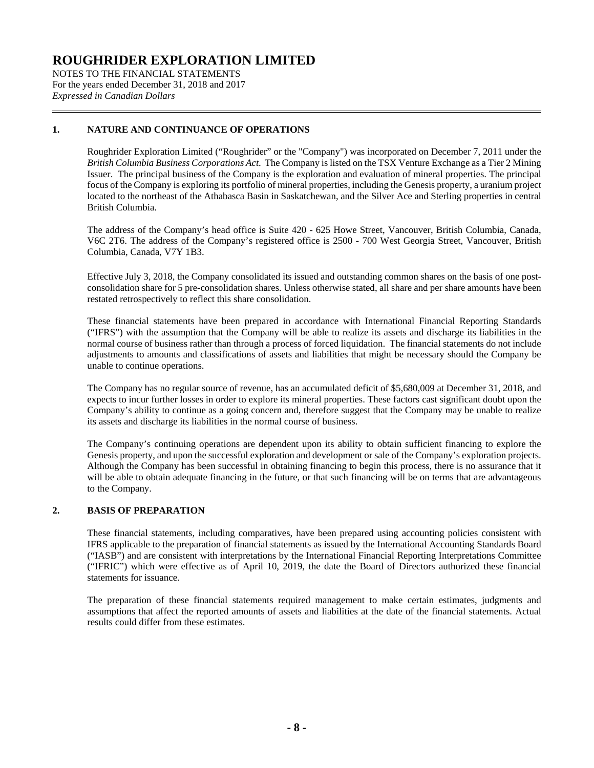# ROUGHRIDER EXPLORATION LIMITED

NOTES TO THE FINANCIAL STATEMENTS
For the years ended December 31, 2018 and 2017
*Expressed in Canadian Dollars*

## 1. NATURE AND CONTINUANCE OF OPERATIONS

Roughrider Exploration Limited ("Roughrider" or the "Company") was incorporated on December 7, 2011 under the *British Columbia Business Corporations Act*. The Company is listed on the TSX Venture Exchange as a Tier 2 Mining Issuer. The principal business of the Company is the exploration and evaluation of mineral properties. The principal focus of the Company is exploring its portfolio of mineral properties, including the Genesis property, a uranium project located to the northeast of the Athabasca Basin in Saskatchewan, and the Silver Ace and Sterling properties in central British Columbia.

The address of the Company's head office is Suite 420 - 625 Howe Street, Vancouver, British Columbia, Canada, V6C 2T6. The address of the Company's registered office is 2500 - 700 West Georgia Street, Vancouver, British Columbia, Canada, V7Y 1B3.

Effective July 3, 2018, the Company consolidated its issued and outstanding common shares on the basis of one post-consolidation share for 5 pre-consolidation shares. Unless otherwise stated, all share and per share amounts have been restated retrospectively to reflect this share consolidation.

These financial statements have been prepared in accordance with International Financial Reporting Standards ("IFRS") with the assumption that the Company will be able to realize its assets and discharge its liabilities in the normal course of business rather than through a process of forced liquidation. The financial statements do not include adjustments to amounts and classifications of assets and liabilities that might be necessary should the Company be unable to continue operations.

The Company has no regular source of revenue, has an accumulated deficit of $5,680,009 at December 31, 2018, and expects to incur further losses in order to explore its mineral properties. These factors cast significant doubt upon the Company's ability to continue as a going concern and, therefore suggest that the Company may be unable to realize its assets and discharge its liabilities in the normal course of business.

The Company's continuing operations are dependent upon its ability to obtain sufficient financing to explore the Genesis property, and upon the successful exploration and development or sale of the Company's exploration projects. Although the Company has been successful in obtaining financing to begin this process, there is no assurance that it will be able to obtain adequate financing in the future, or that such financing will be on terms that are advantageous to the Company.

## 2. BASIS OF PREPARATION

These financial statements, including comparatives, have been prepared using accounting policies consistent with IFRS applicable to the preparation of financial statements as issued by the International Accounting Standards Board ("IASB") and are consistent with interpretations by the International Financial Reporting Interpretations Committee ("IFRIC") which were effective as of April 10, 2019, the date the Board of Directors authorized these financial statements for issuance.

The preparation of these financial statements required management to make certain estimates, judgments and assumptions that affect the reported amounts of assets and liabilities at the date of the financial statements. Actual results could differ from these estimates.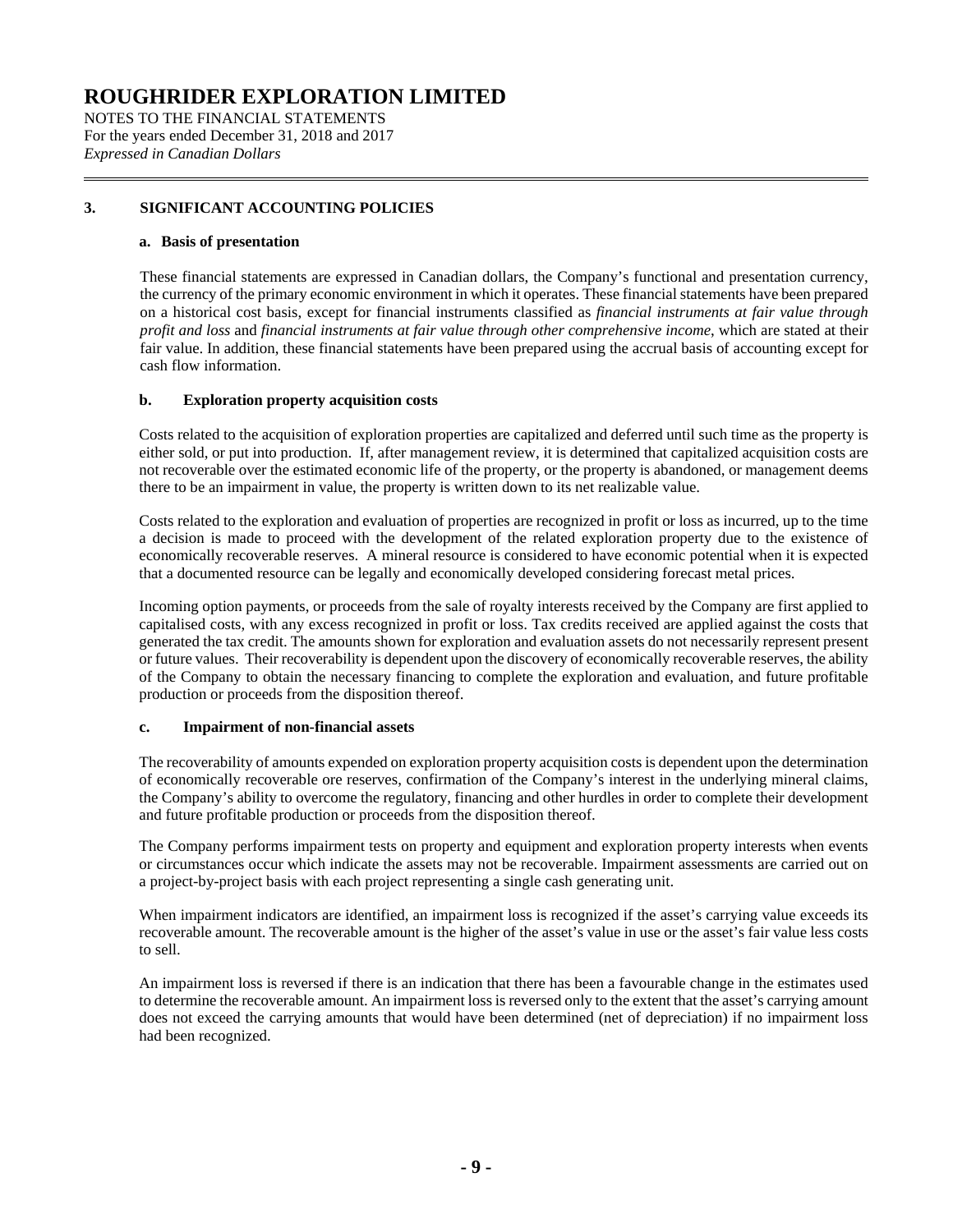## 3. SIGNIFICANT ACCOUNTING POLICIES

### a. Basis of presentation

These financial statements are expressed in Canadian dollars, the Company's functional and presentation currency, the currency of the primary economic environment in which it operates. These financial statements have been prepared on a historical cost basis, except for financial instruments classified as *financial instruments at fair value through profit and loss* and *financial instruments at fair value through other comprehensive income*, which are stated at their fair value. In addition, these financial statements have been prepared using the accrual basis of accounting except for cash flow information.

### b. Exploration property acquisition costs

Costs related to the acquisition of exploration properties are capitalized and deferred until such time as the property is either sold, or put into production. If, after management review, it is determined that capitalized acquisition costs are not recoverable over the estimated economic life of the property, or the property is abandoned, or management deems there to be an impairment in value, the property is written down to its net realizable value.

Costs related to the exploration and evaluation of properties are recognized in profit or loss as incurred, up to the time a decision is made to proceed with the development of the related exploration property due to the existence of economically recoverable reserves. A mineral resource is considered to have economic potential when it is expected that a documented resource can be legally and economically developed considering forecast metal prices.

Incoming option payments, or proceeds from the sale of royalty interests received by the Company are first applied to capitalised costs, with any excess recognized in profit or loss. Tax credits received are applied against the costs that generated the tax credit. The amounts shown for exploration and evaluation assets do not necessarily represent present or future values. Their recoverability is dependent upon the discovery of economically recoverable reserves, the ability of the Company to obtain the necessary financing to complete the exploration and evaluation, and future profitable production or proceeds from the disposition thereof.

### c. Impairment of non-financial assets

The recoverability of amounts expended on exploration property acquisition costs is dependent upon the determination of economically recoverable ore reserves, confirmation of the Company's interest in the underlying mineral claims, the Company's ability to overcome the regulatory, financing and other hurdles in order to complete their development and future profitable production or proceeds from the disposition thereof.

The Company performs impairment tests on property and equipment and exploration property interests when events or circumstances occur which indicate the assets may not be recoverable. Impairment assessments are carried out on a project-by-project basis with each project representing a single cash generating unit.

When impairment indicators are identified, an impairment loss is recognized if the asset's carrying value exceeds its recoverable amount. The recoverable amount is the higher of the asset's value in use or the asset's fair value less costs to sell.

An impairment loss is reversed if there is an indication that there has been a favourable change in the estimates used to determine the recoverable amount. An impairment loss is reversed only to the extent that the asset's carrying amount does not exceed the carrying amounts that would have been determined (net of depreciation) if no impairment loss had been recognized.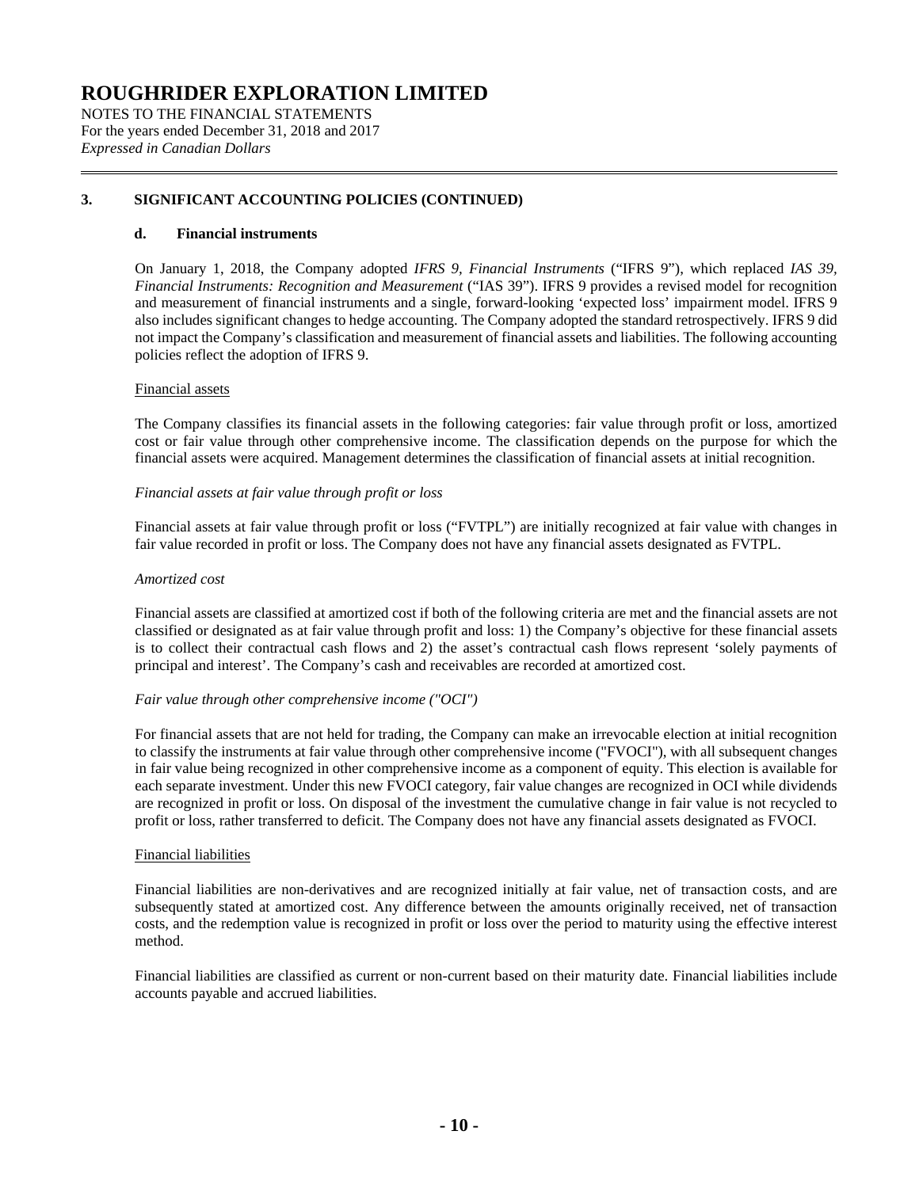## 3. SIGNIFICANT ACCOUNTING POLICIES (CONTINUED)

### d. Financial instruments

On January 1, 2018, the Company adopted *IFRS 9, Financial Instruments* ("IFRS 9"), which replaced *IAS 39, Financial Instruments: Recognition and Measurement* ("IAS 39"). IFRS 9 provides a revised model for recognition and measurement of financial instruments and a single, forward-looking 'expected loss' impairment model. IFRS 9 also includes significant changes to hedge accounting. The Company adopted the standard retrospectively. IFRS 9 did not impact the Company's classification and measurement of financial assets and liabilities. The following accounting policies reflect the adoption of IFRS 9.

Financial assets

The Company classifies its financial assets in the following categories: fair value through profit or loss, amortized cost or fair value through other comprehensive income. The classification depends on the purpose for which the financial assets were acquired. Management determines the classification of financial assets at initial recognition.

*Financial assets at fair value through profit or loss*

Financial assets at fair value through profit or loss ("FVTPL") are initially recognized at fair value with changes in fair value recorded in profit or loss. The Company does not have any financial assets designated as FVTPL.

*Amortized cost*

Financial assets are classified at amortized cost if both of the following criteria are met and the financial assets are not classified or designated as at fair value through profit and loss: 1) the Company's objective for these financial assets is to collect their contractual cash flows and 2) the asset's contractual cash flows represent 'solely payments of principal and interest'. The Company's cash and receivables are recorded at amortized cost.

*Fair value through other comprehensive income ("OCI")*

For financial assets that are not held for trading, the Company can make an irrevocable election at initial recognition to classify the instruments at fair value through other comprehensive income ("FVOCI"), with all subsequent changes in fair value being recognized in other comprehensive income as a component of equity. This election is available for each separate investment. Under this new FVOCI category, fair value changes are recognized in OCI while dividends are recognized in profit or loss. On disposal of the investment the cumulative change in fair value is not recycled to profit or loss, rather transferred to deficit. The Company does not have any financial assets designated as FVOCI.

Financial liabilities

Financial liabilities are non-derivatives and are recognized initially at fair value, net of transaction costs, and are subsequently stated at amortized cost. Any difference between the amounts originally received, net of transaction costs, and the redemption value is recognized in profit or loss over the period to maturity using the effective interest method.

Financial liabilities are classified as current or non-current based on their maturity date. Financial liabilities include accounts payable and accrued liabilities.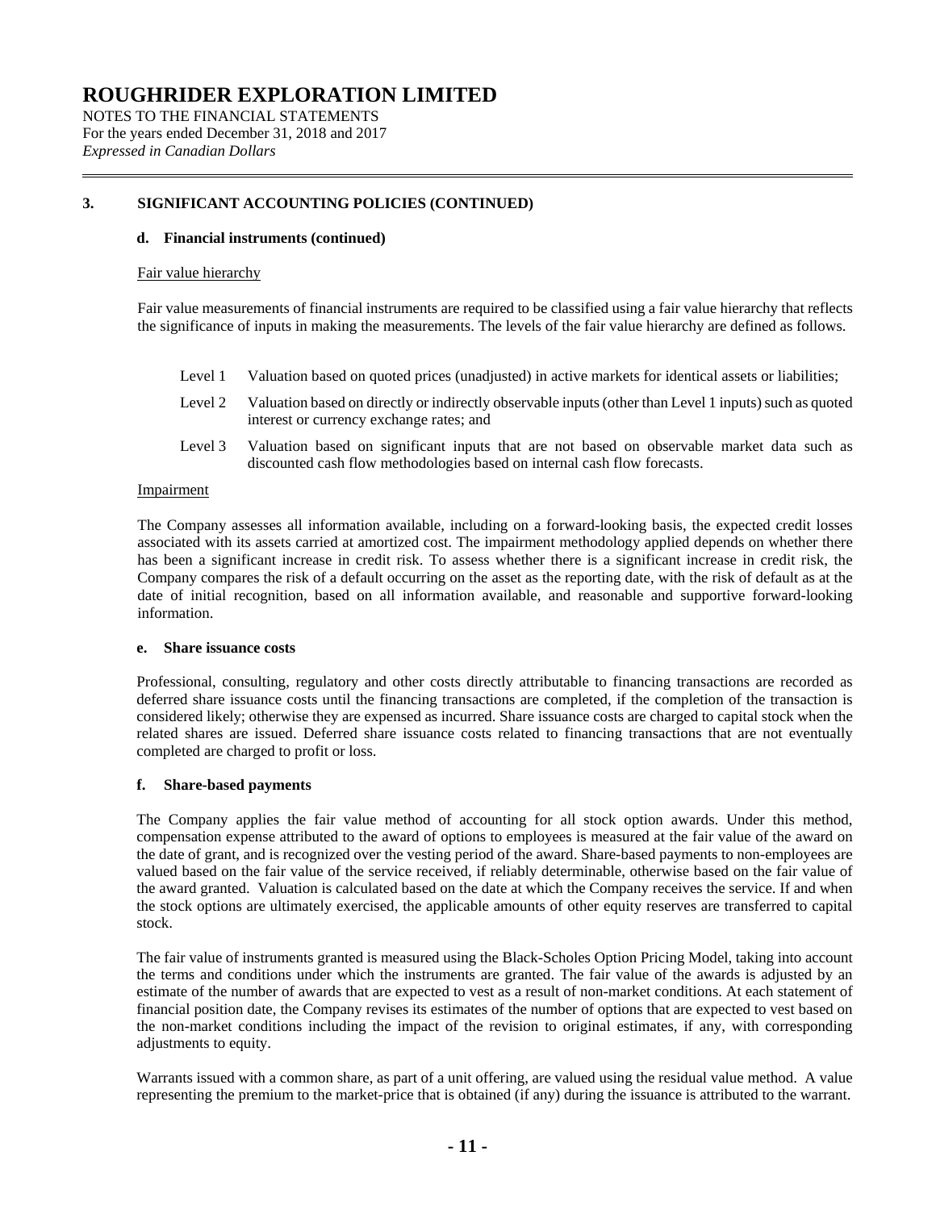### 3. SIGNIFICANT ACCOUNTING POLICIES (CONTINUED)

#### d. Financial instruments (continued)

Fair value hierarchy

Fair value measurements of financial instruments are required to be classified using a fair value hierarchy that reflects the significance of inputs in making the measurements. The levels of the fair value hierarchy are defined as follows.

- Level 1 Valuation based on quoted prices (unadjusted) in active markets for identical assets or liabilities;
- Level 2 Valuation based on directly or indirectly observable inputs (other than Level 1 inputs) such as quoted interest or currency exchange rates; and
- Level 3 Valuation based on significant inputs that are not based on observable market data such as discounted cash flow methodologies based on internal cash flow forecasts.

Impairment

The Company assesses all information available, including on a forward-looking basis, the expected credit losses associated with its assets carried at amortized cost. The impairment methodology applied depends on whether there has been a significant increase in credit risk. To assess whether there is a significant increase in credit risk, the Company compares the risk of a default occurring on the asset as the reporting date, with the risk of default as at the date of initial recognition, based on all information available, and reasonable and supportive forward-looking information.

#### e. Share issuance costs

Professional, consulting, regulatory and other costs directly attributable to financing transactions are recorded as deferred share issuance costs until the financing transactions are completed, if the completion of the transaction is considered likely; otherwise they are expensed as incurred. Share issuance costs are charged to capital stock when the related shares are issued. Deferred share issuance costs related to financing transactions that are not eventually completed are charged to profit or loss.

#### f. Share-based payments

The Company applies the fair value method of accounting for all stock option awards. Under this method, compensation expense attributed to the award of options to employees is measured at the fair value of the award on the date of grant, and is recognized over the vesting period of the award. Share-based payments to non-employees are valued based on the fair value of the service received, if reliably determinable, otherwise based on the fair value of the award granted. Valuation is calculated based on the date at which the Company receives the service. If and when the stock options are ultimately exercised, the applicable amounts of other equity reserves are transferred to capital stock.

The fair value of instruments granted is measured using the Black-Scholes Option Pricing Model, taking into account the terms and conditions under which the instruments are granted. The fair value of the awards is adjusted by an estimate of the number of awards that are expected to vest as a result of non-market conditions. At each statement of financial position date, the Company revises its estimates of the number of options that are expected to vest based on the non-market conditions including the impact of the revision to original estimates, if any, with corresponding adjustments to equity.

Warrants issued with a common share, as part of a unit offering, are valued using the residual value method. A value representing the premium to the market-price that is obtained (if any) during the issuance is attributed to the warrant.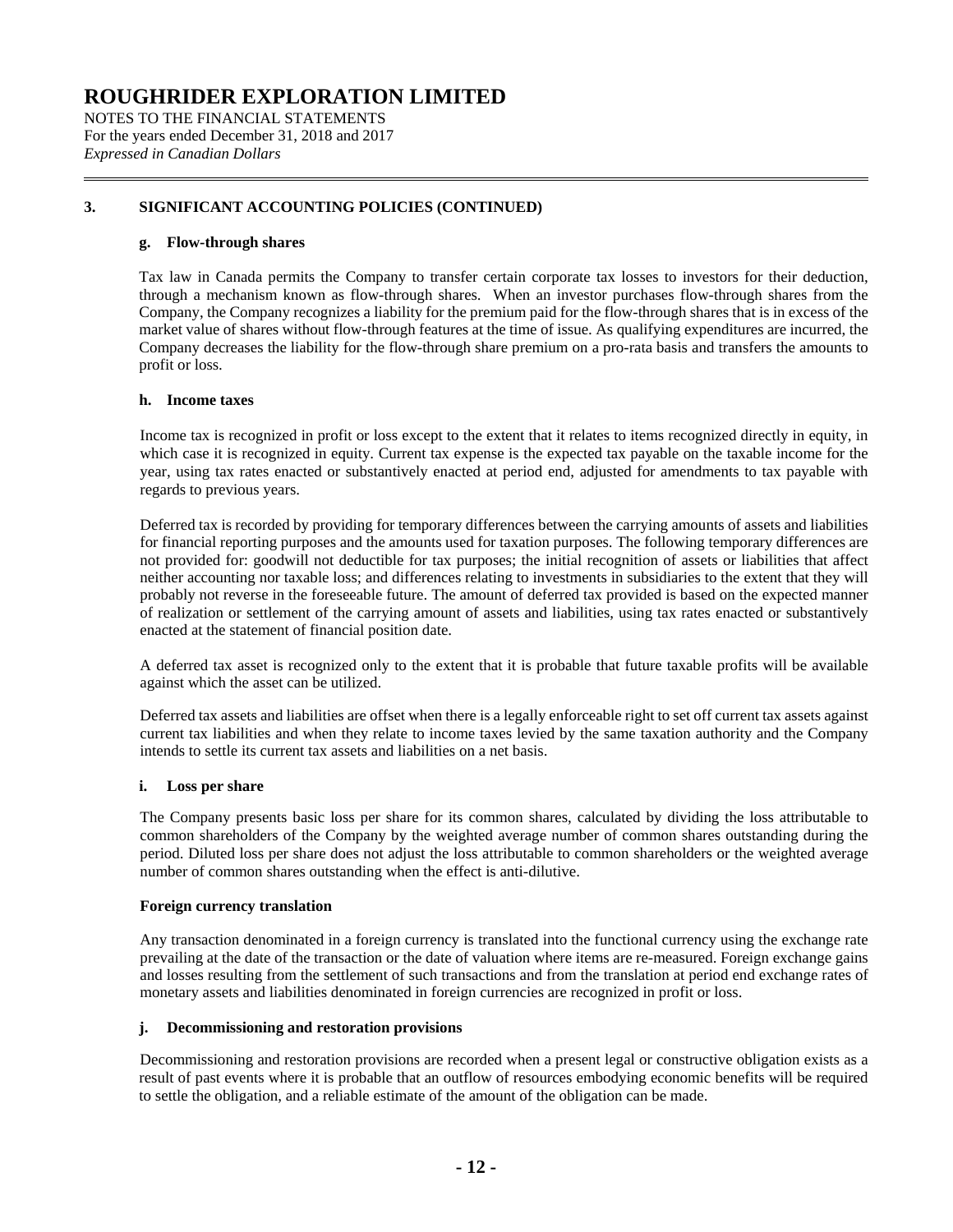# ROUGHRIDER EXPLORATION LIMITED

NOTES TO THE FINANCIAL STATEMENTS
For the years ended December 31, 2018 and 2017
*Expressed in Canadian Dollars*

## 3. SIGNIFICANT ACCOUNTING POLICIES (CONTINUED)

### g. Flow-through shares

Tax law in Canada permits the Company to transfer certain corporate tax losses to investors for their deduction, through a mechanism known as flow-through shares. When an investor purchases flow-through shares from the Company, the Company recognizes a liability for the premium paid for the flow-through shares that is in excess of the market value of shares without flow-through features at the time of issue. As qualifying expenditures are incurred, the Company decreases the liability for the flow-through share premium on a pro-rata basis and transfers the amounts to profit or loss.

### h. Income taxes

Income tax is recognized in profit or loss except to the extent that it relates to items recognized directly in equity, in which case it is recognized in equity. Current tax expense is the expected tax payable on the taxable income for the year, using tax rates enacted or substantively enacted at period end, adjusted for amendments to tax payable with regards to previous years.

Deferred tax is recorded by providing for temporary differences between the carrying amounts of assets and liabilities for financial reporting purposes and the amounts used for taxation purposes. The following temporary differences are not provided for: goodwill not deductible for tax purposes; the initial recognition of assets or liabilities that affect neither accounting nor taxable loss; and differences relating to investments in subsidiaries to the extent that they will probably not reverse in the foreseeable future. The amount of deferred tax provided is based on the expected manner of realization or settlement of the carrying amount of assets and liabilities, using tax rates enacted or substantively enacted at the statement of financial position date.

A deferred tax asset is recognized only to the extent that it is probable that future taxable profits will be available against which the asset can be utilized.

Deferred tax assets and liabilities are offset when there is a legally enforceable right to set off current tax assets against current tax liabilities and when they relate to income taxes levied by the same taxation authority and the Company intends to settle its current tax assets and liabilities on a net basis.

### i. Loss per share

The Company presents basic loss per share for its common shares, calculated by dividing the loss attributable to common shareholders of the Company by the weighted average number of common shares outstanding during the period. Diluted loss per share does not adjust the loss attributable to common shareholders or the weighted average number of common shares outstanding when the effect is anti-dilutive.

### Foreign currency translation

Any transaction denominated in a foreign currency is translated into the functional currency using the exchange rate prevailing at the date of the transaction or the date of valuation where items are re-measured. Foreign exchange gains and losses resulting from the settlement of such transactions and from the translation at period end exchange rates of monetary assets and liabilities denominated in foreign currencies are recognized in profit or loss.

### j. Decommissioning and restoration provisions

Decommissioning and restoration provisions are recorded when a present legal or constructive obligation exists as a result of past events where it is probable that an outflow of resources embodying economic benefits will be required to settle the obligation, and a reliable estimate of the amount of the obligation can be made.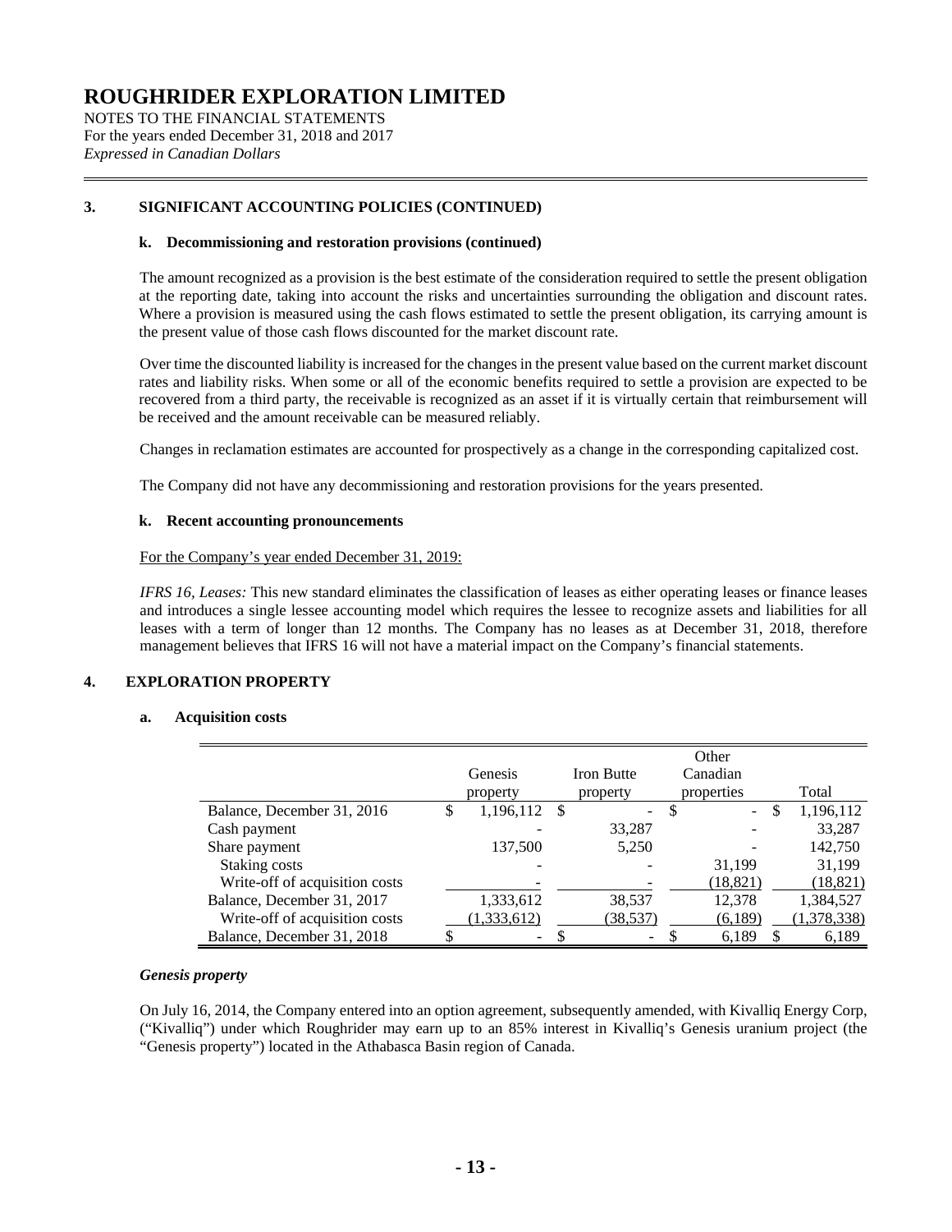# ROUGHRIDER EXPLORATION LIMITED

NOTES TO THE FINANCIAL STATEMENTS
For the years ended December 31, 2018 and 2017
*Expressed in Canadian Dollars*

## 3. SIGNIFICANT ACCOUNTING POLICIES (CONTINUED)

### k. Decommissioning and restoration provisions (continued)

The amount recognized as a provision is the best estimate of the consideration required to settle the present obligation at the reporting date, taking into account the risks and uncertainties surrounding the obligation and discount rates. Where a provision is measured using the cash flows estimated to settle the present obligation, its carrying amount is the present value of those cash flows discounted for the market discount rate.

Over time the discounted liability is increased for the changes in the present value based on the current market discount rates and liability risks. When some or all of the economic benefits required to settle a provision are expected to be recovered from a third party, the receivable is recognized as an asset if it is virtually certain that reimbursement will be received and the amount receivable can be measured reliably.

Changes in reclamation estimates are accounted for prospectively as a change in the corresponding capitalized cost.

The Company did not have any decommissioning and restoration provisions for the years presented.

### k. Recent accounting pronouncements

For the Company's year ended December 31, 2019:

*IFRS 16, Leases:* This new standard eliminates the classification of leases as either operating leases or finance leases and introduces a single lessee accounting model which requires the lessee to recognize assets and liabilities for all leases with a term of longer than 12 months. The Company has no leases as at December 31, 2018, therefore management believes that IFRS 16 will not have a material impact on the Company's financial statements.

## 4. EXPLORATION PROPERTY

### a. Acquisition costs

| | Genesis property | Iron Butte property | Other Canadian properties | Total |
|---|---|---|---|---|
| Balance, December 31, 2016 | $ 1,196,112 | $ - | $ - | $ 1,196,112 |
| Cash payment | - | 33,287 | - | 33,287 |
| Share payment | 137,500 | 5,250 | - | 142,750 |
| Staking costs | - | - | 31,199 | 31,199 |
| Write-off of acquisition costs | - | - | (18,821) | (18,821) |
| Balance, December 31, 2017 | 1,333,612 | 38,537 | 12,378 | 1,384,527 |
| Write-off of acquisition costs | (1,333,612) | (38,537) | (6,189) | (1,378,338) |
| Balance, December 31, 2018 | $ - | $ - | $ 6,189 | $ 6,189 |

***Genesis property***

On July 16, 2014, the Company entered into an option agreement, subsequently amended, with Kivalliq Energy Corp, ("Kivalliq") under which Roughrider may earn up to an 85% interest in Kivalliq's Genesis uranium project (the "Genesis property") located in the Athabasca Basin region of Canada.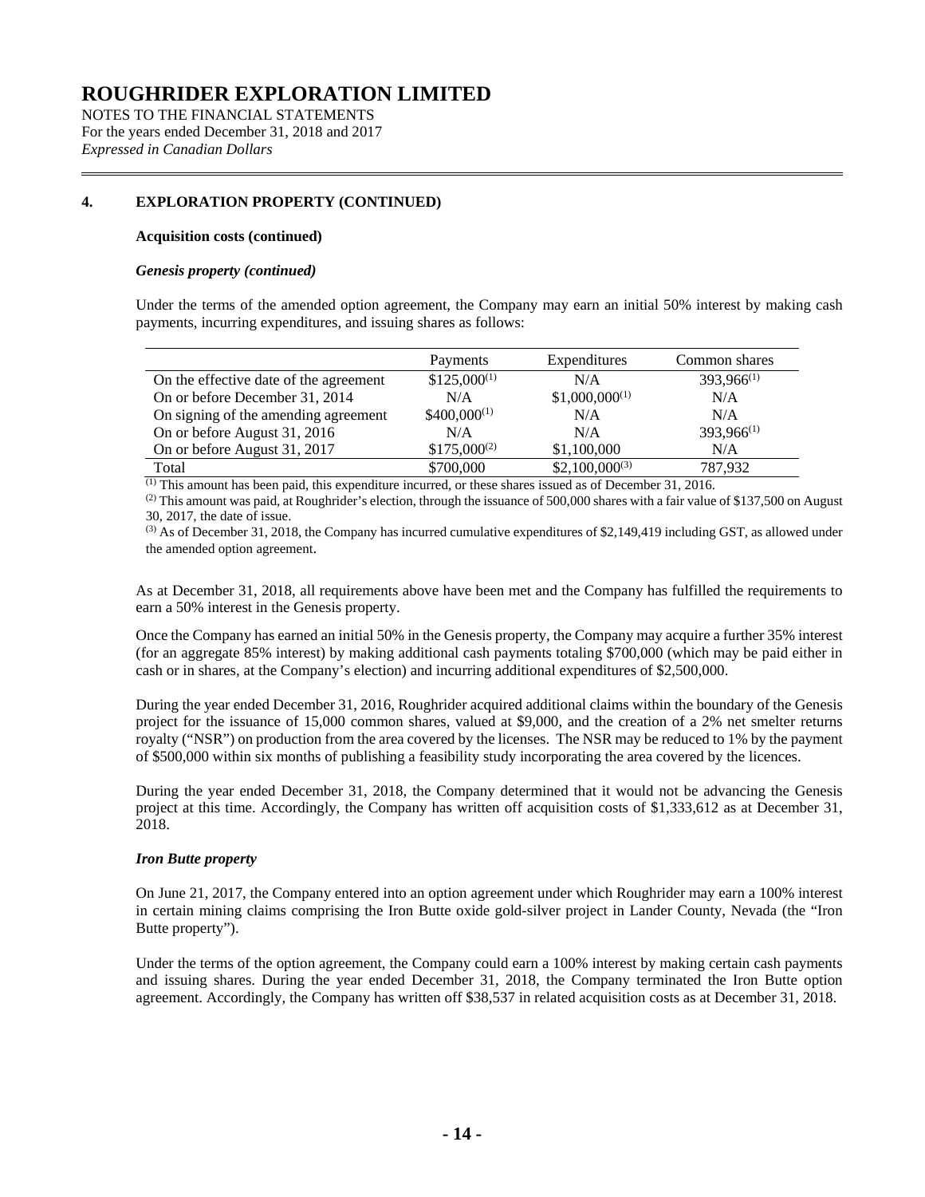# ROUGHRIDER EXPLORATION LIMITED

NOTES TO THE FINANCIAL STATEMENTS
For the years ended December 31, 2018 and 2017
*Expressed in Canadian Dollars*

## 4. EXPLORATION PROPERTY (CONTINUED)

**Acquisition costs (continued)**

***Genesis property (continued)***

Under the terms of the amended option agreement, the Company may earn an initial 50% interest by making cash payments, incurring expenditures, and issuing shares as follows:

| | Payments | Expenditures | Common shares |
|---|---|---|---|
| On the effective date of the agreement | $125,000[(1)] | N/A | 393,966[(1)] |
| On or before December 31, 2014 | N/A | $1,000,000[(1)] | N/A |
| On signing of the amending agreement | $400,000[(1)] | N/A | N/A |
| On or before August 31, 2016 | N/A | N/A | 393,966[(1)] |
| On or before August 31, 2017 | $175,000[(2)] | $1,100,000 | N/A |
| Total | $700,000 | $2,100,000[(3)] | 787,932 |

[(1)] This amount has been paid, this expenditure incurred, or these shares issued as of December 31, 2016.

[(2)] This amount was paid, at Roughrider's election, through the issuance of 500,000 shares with a fair value of $137,500 on August 30, 2017, the date of issue.

[(3)] As of December 31, 2018, the Company has incurred cumulative expenditures of $2,149,419 including GST, as allowed under the amended option agreement.

As at December 31, 2018, all requirements above have been met and the Company has fulfilled the requirements to earn a 50% interest in the Genesis property.

Once the Company has earned an initial 50% in the Genesis property, the Company may acquire a further 35% interest (for an aggregate 85% interest) by making additional cash payments totaling $700,000 (which may be paid either in cash or in shares, at the Company's election) and incurring additional expenditures of $2,500,000.

During the year ended December 31, 2016, Roughrider acquired additional claims within the boundary of the Genesis project for the issuance of 15,000 common shares, valued at $9,000, and the creation of a 2% net smelter returns royalty ("NSR") on production from the area covered by the licenses. The NSR may be reduced to 1% by the payment of $500,000 within six months of publishing a feasibility study incorporating the area covered by the licences.

During the year ended December 31, 2018, the Company determined that it would not be advancing the Genesis project at this time. Accordingly, the Company has written off acquisition costs of $1,333,612 as at December 31, 2018.

***Iron Butte property***

On June 21, 2017, the Company entered into an option agreement under which Roughrider may earn a 100% interest in certain mining claims comprising the Iron Butte oxide gold-silver project in Lander County, Nevada (the "Iron Butte property").

Under the terms of the option agreement, the Company could earn a 100% interest by making certain cash payments and issuing shares. During the year ended December 31, 2018, the Company terminated the Iron Butte option agreement. Accordingly, the Company has written off $38,537 in related acquisition costs as at December 31, 2018.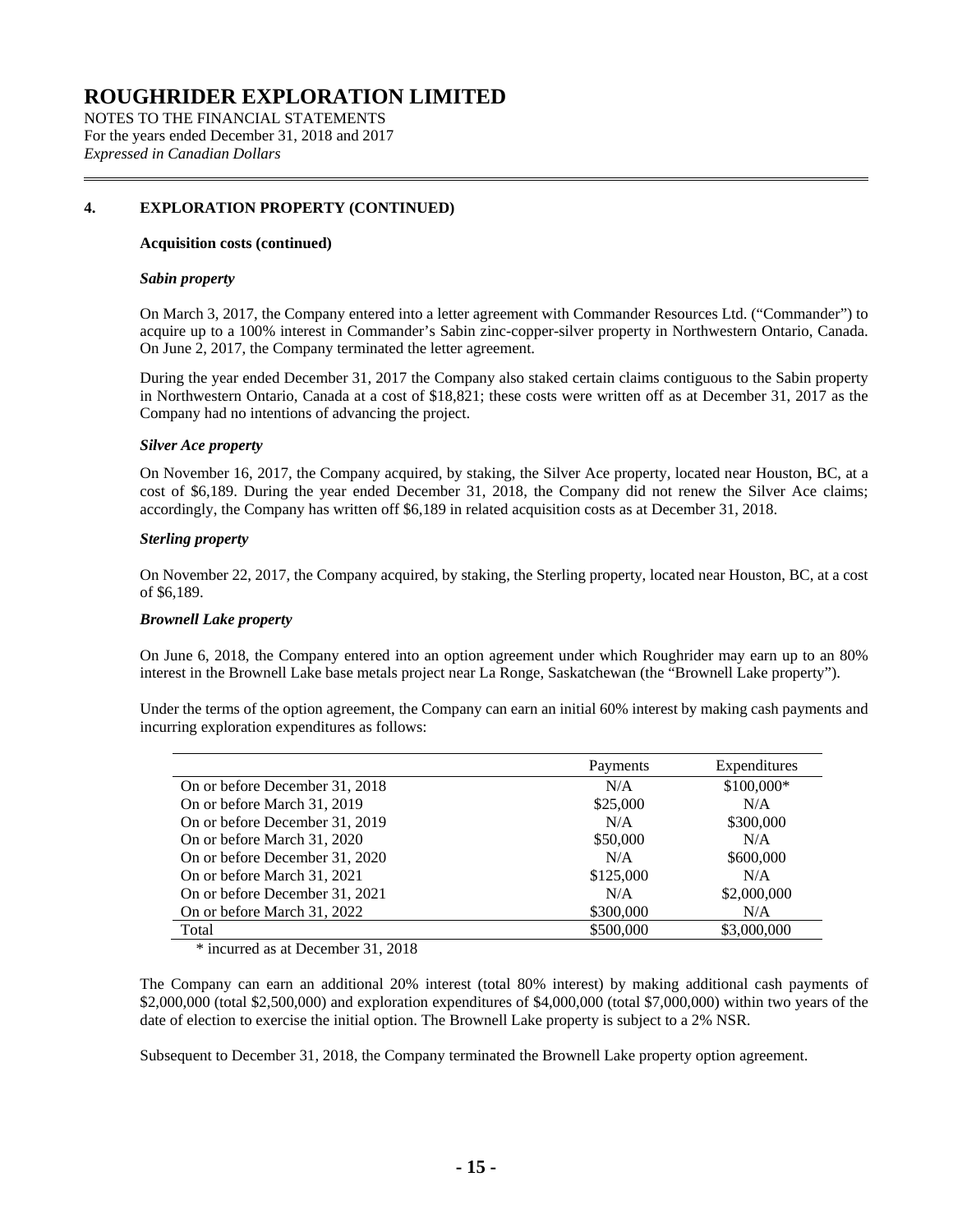## 4. EXPLORATION PROPERTY (CONTINUED)

**Acquisition costs (continued)**

***Sabin property***

On March 3, 2017, the Company entered into a letter agreement with Commander Resources Ltd. ("Commander") to acquire up to a 100% interest in Commander's Sabin zinc-copper-silver property in Northwestern Ontario, Canada. On June 2, 2017, the Company terminated the letter agreement.

During the year ended December 31, 2017 the Company also staked certain claims contiguous to the Sabin property in Northwestern Ontario, Canada at a cost of $18,821; these costs were written off as at December 31, 2017 as the Company had no intentions of advancing the project.

***Silver Ace property***

On November 16, 2017, the Company acquired, by staking, the Silver Ace property, located near Houston, BC, at a cost of $6,189. During the year ended December 31, 2018, the Company did not renew the Silver Ace claims; accordingly, the Company has written off $6,189 in related acquisition costs as at December 31, 2018.

***Sterling property***

On November 22, 2017, the Company acquired, by staking, the Sterling property, located near Houston, BC, at a cost of $6,189.

***Brownell Lake property***

On June 6, 2018, the Company entered into an option agreement under which Roughrider may earn up to an 80% interest in the Brownell Lake base metals project near La Ronge, Saskatchewan (the "Brownell Lake property").

Under the terms of the option agreement, the Company can earn an initial 60% interest by making cash payments and incurring exploration expenditures as follows:

| | Payments | Expenditures |
|---|---|---|
| On or before December 31, 2018 | N/A | $100,000* |
| On or before March 31, 2019 | $25,000 | N/A |
| On or before December 31, 2019 | N/A | $300,000 |
| On or before March 31, 2020 | $50,000 | N/A |
| On or before December 31, 2020 | N/A | $600,000 |
| On or before March 31, 2021 | $125,000 | N/A |
| On or before December 31, 2021 | N/A | $2,000,000 |
| On or before March 31, 2022 | $300,000 | N/A |
| Total | $500,000 | $3,000,000 |

\* incurred as at December 31, 2018

The Company can earn an additional 20% interest (total 80% interest) by making additional cash payments of $2,000,000 (total $2,500,000) and exploration expenditures of $4,000,000 (total $7,000,000) within two years of the date of election to exercise the initial option. The Brownell Lake property is subject to a 2% NSR.

Subsequent to December 31, 2018, the Company terminated the Brownell Lake property option agreement.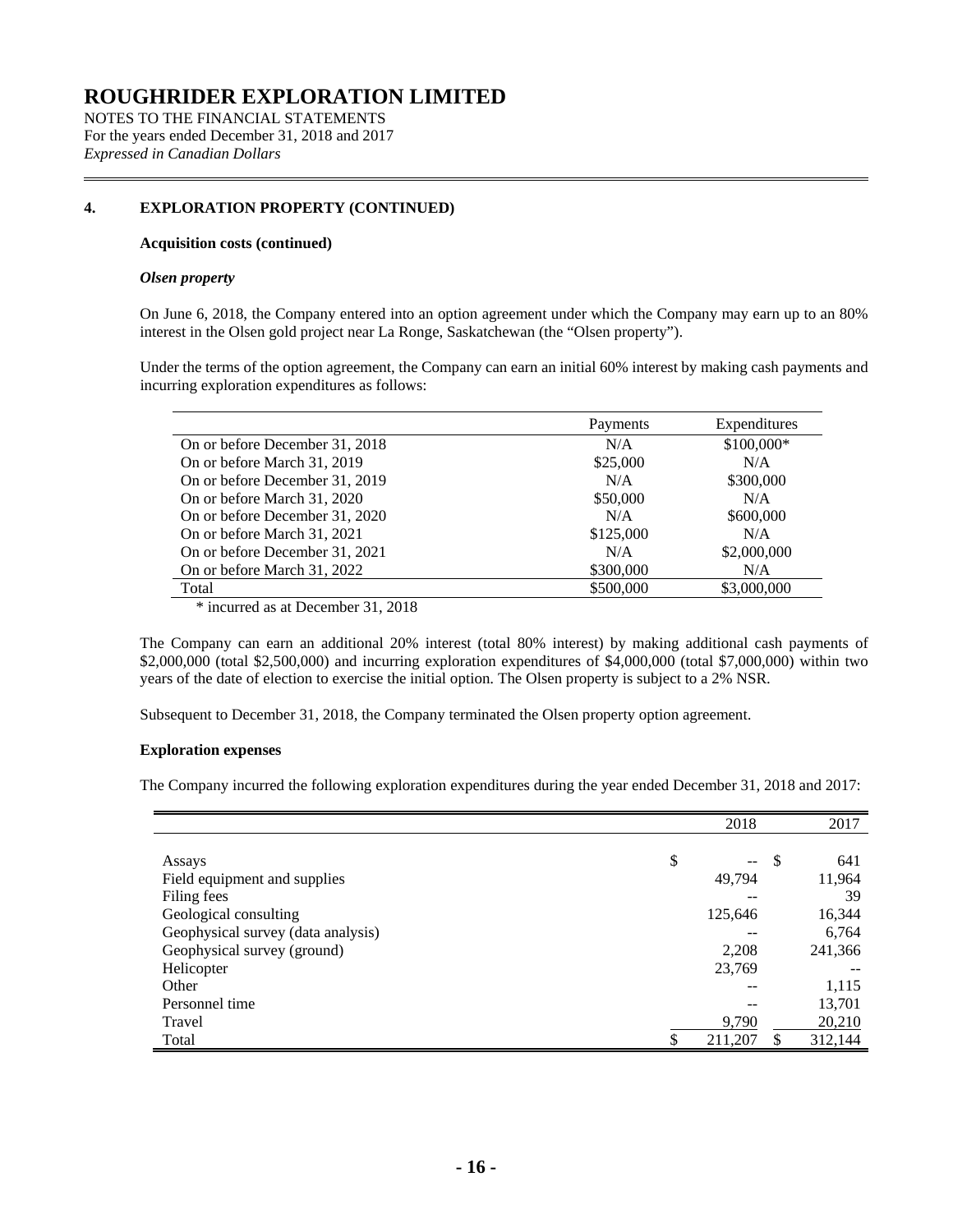# ROUGHRIDER EXPLORATION LIMITED

NOTES TO THE FINANCIAL STATEMENTS
For the years ended December 31, 2018 and 2017
*Expressed in Canadian Dollars*

## 4. EXPLORATION PROPERTY (CONTINUED)

**Acquisition costs (continued)**

***Olsen property***

On June 6, 2018, the Company entered into an option agreement under which the Company may earn up to an 80% interest in the Olsen gold project near La Ronge, Saskatchewan (the "Olsen property").

Under the terms of the option agreement, the Company can earn an initial 60% interest by making cash payments and incurring exploration expenditures as follows:

| | Payments | Expenditures |
|---|---|---|
| On or before December 31, 2018 | N/A | $100,000* |
| On or before March 31, 2019 | $25,000 | N/A |
| On or before December 31, 2019 | N/A | $300,000 |
| On or before March 31, 2020 | $50,000 | N/A |
| On or before December 31, 2020 | N/A | $600,000 |
| On or before March 31, 2021 | $125,000 | N/A |
| On or before December 31, 2021 | N/A | $2,000,000 |
| On or before March 31, 2022 | $300,000 | N/A |
| Total | $500,000 | $3,000,000 |

\* incurred as at December 31, 2018

The Company can earn an additional 20% interest (total 80% interest) by making additional cash payments of $2,000,000 (total $2,500,000) and incurring exploration expenditures of $4,000,000 (total $7,000,000) within two years of the date of election to exercise the initial option. The Olsen property is subject to a 2% NSR.

Subsequent to December 31, 2018, the Company terminated the Olsen property option agreement.

**Exploration expenses**

The Company incurred the following exploration expenditures during the year ended December 31, 2018 and 2017:

| | 2018 | 2017 |
|---|---|---|
| Assays | $ -- | $ 641 |
| Field equipment and supplies | 49,794 | 11,964 |
| Filing fees | -- | 39 |
| Geological consulting | 125,646 | 16,344 |
| Geophysical survey (data analysis) | -- | 6,764 |
| Geophysical survey (ground) | 2,208 | 241,366 |
| Helicopter | 23,769 | -- |
| Other | -- | 1,115 |
| Personnel time | -- | 13,701 |
| Travel | 9,790 | 20,210 |
| Total | $ 211,207 | $ 312,144 |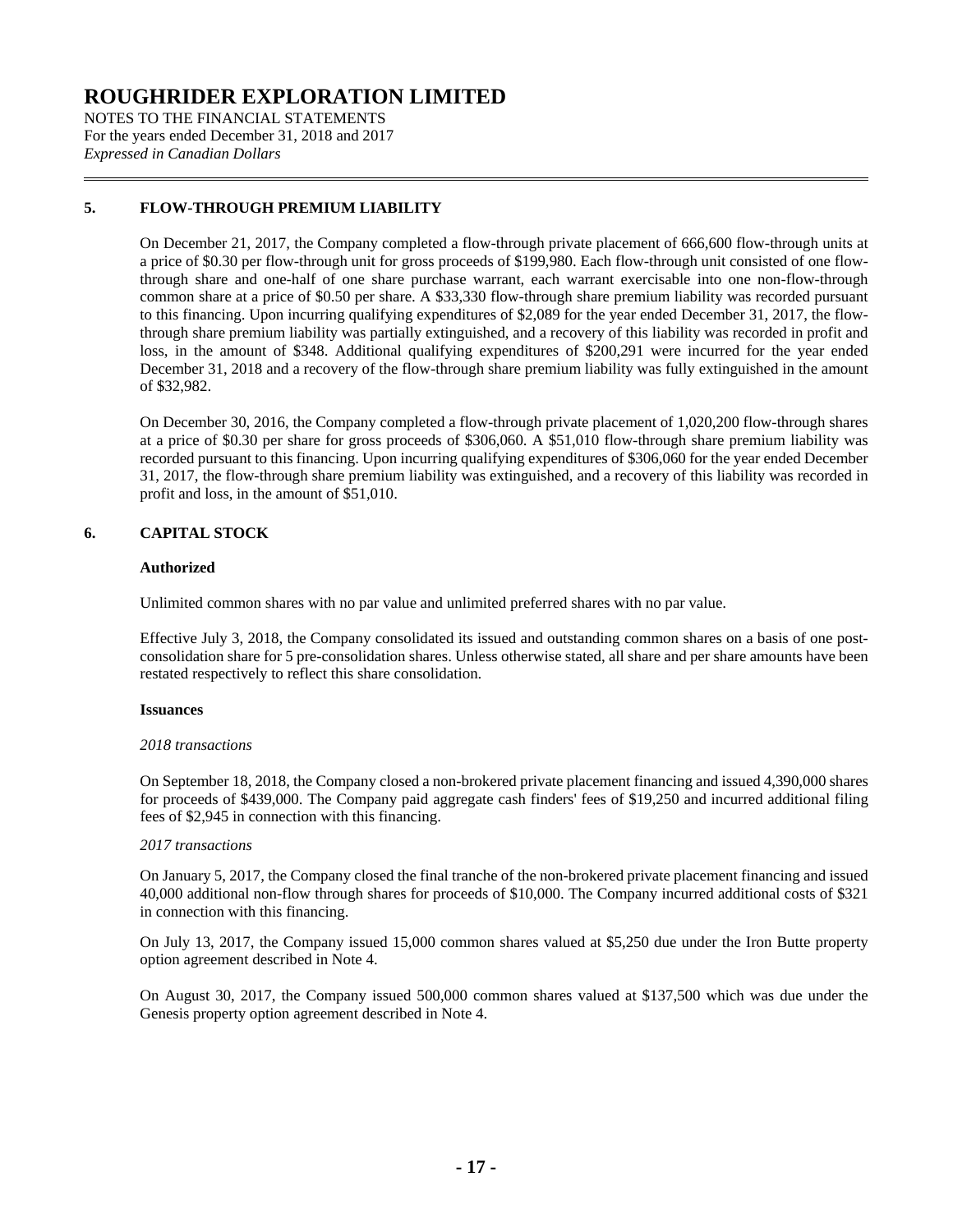# ROUGHRIDER EXPLORATION LIMITED

NOTES TO THE FINANCIAL STATEMENTS
For the years ended December 31, 2018 and 2017
*Expressed in Canadian Dollars*

## 5. FLOW-THROUGH PREMIUM LIABILITY

On December 21, 2017, the Company completed a flow-through private placement of 666,600 flow-through units at a price of $0.30 per flow-through unit for gross proceeds of $199,980. Each flow-through unit consisted of one flow-through share and one-half of one share purchase warrant, each warrant exercisable into one non-flow-through common share at a price of $0.50 per share. A $33,330 flow-through share premium liability was recorded pursuant to this financing. Upon incurring qualifying expenditures of $2,089 for the year ended December 31, 2017, the flow-through share premium liability was partially extinguished, and a recovery of this liability was recorded in profit and loss, in the amount of $348. Additional qualifying expenditures of $200,291 were incurred for the year ended December 31, 2018 and a recovery of the flow-through share premium liability was fully extinguished in the amount of $32,982.

On December 30, 2016, the Company completed a flow-through private placement of 1,020,200 flow-through shares at a price of $0.30 per share for gross proceeds of $306,060. A $51,010 flow-through share premium liability was recorded pursuant to this financing. Upon incurring qualifying expenditures of $306,060 for the year ended December 31, 2017, the flow-through share premium liability was extinguished, and a recovery of this liability was recorded in profit and loss, in the amount of $51,010.

## 6. CAPITAL STOCK

### Authorized

Unlimited common shares with no par value and unlimited preferred shares with no par value.

Effective July 3, 2018, the Company consolidated its issued and outstanding common shares on a basis of one post-consolidation share for 5 pre-consolidation shares. Unless otherwise stated, all share and per share amounts have been restated respectively to reflect this share consolidation.

### Issuances

*2018 transactions*

On September 18, 2018, the Company closed a non-brokered private placement financing and issued 4,390,000 shares for proceeds of $439,000. The Company paid aggregate cash finders' fees of $19,250 and incurred additional filing fees of $2,945 in connection with this financing.

*2017 transactions*

On January 5, 2017, the Company closed the final tranche of the non-brokered private placement financing and issued 40,000 additional non-flow through shares for proceeds of $10,000. The Company incurred additional costs of $321 in connection with this financing.

On July 13, 2017, the Company issued 15,000 common shares valued at $5,250 due under the Iron Butte property option agreement described in Note 4.

On August 30, 2017, the Company issued 500,000 common shares valued at $137,500 which was due under the Genesis property option agreement described in Note 4.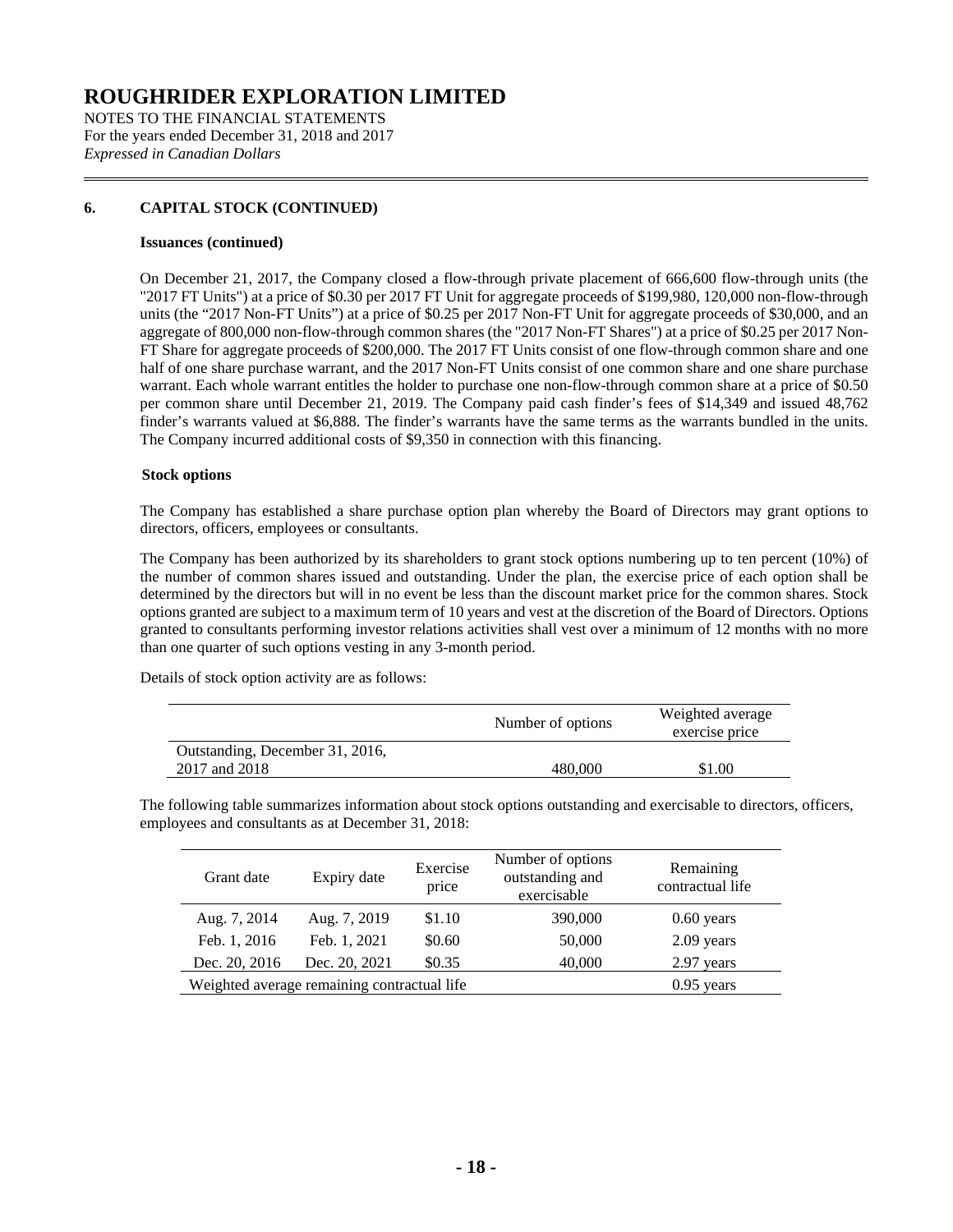# ROUGHRIDER EXPLORATION LIMITED

NOTES TO THE FINANCIAL STATEMENTS
For the years ended December 31, 2018 and 2017
*Expressed in Canadian Dollars*

## 6. CAPITAL STOCK (CONTINUED)

### Issuances (continued)

On December 21, 2017, the Company closed a flow-through private placement of 666,600 flow-through units (the "2017 FT Units") at a price of $0.30 per 2017 FT Unit for aggregate proceeds of $199,980, 120,000 non-flow-through units (the "2017 Non-FT Units") at a price of $0.25 per 2017 Non-FT Unit for aggregate proceeds of $30,000, and an aggregate of 800,000 non-flow-through common shares (the "2017 Non-FT Shares") at a price of $0.25 per 2017 Non-FT Share for aggregate proceeds of $200,000. The 2017 FT Units consist of one flow-through common share and one half of one share purchase warrant, and the 2017 Non-FT Units consist of one common share and one share purchase warrant. Each whole warrant entitles the holder to purchase one non-flow-through common share at a price of $0.50 per common share until December 21, 2019. The Company paid cash finder's fees of $14,349 and issued 48,762 finder's warrants valued at $6,888. The finder's warrants have the same terms as the warrants bundled in the units. The Company incurred additional costs of $9,350 in connection with this financing.

### Stock options

The Company has established a share purchase option plan whereby the Board of Directors may grant options to directors, officers, employees or consultants.

The Company has been authorized by its shareholders to grant stock options numbering up to ten percent (10%) of the number of common shares issued and outstanding. Under the plan, the exercise price of each option shall be determined by the directors but will in no event be less than the discount market price for the common shares. Stock options granted are subject to a maximum term of 10 years and vest at the discretion of the Board of Directors. Options granted to consultants performing investor relations activities shall vest over a minimum of 12 months with no more than one quarter of such options vesting in any 3-month period.

Details of stock option activity are as follows:

| | Number of options | Weighted average exercise price |
|---|---|---|
| Outstanding, December 31, 2016, 2017 and 2018 | 480,000 | $1.00 |

The following table summarizes information about stock options outstanding and exercisable to directors, officers, employees and consultants as at December 31, 2018:

| Grant date | Expiry date | Exercise price | Number of options outstanding and exercisable | Remaining contractual life |
|---|---|---|---|---|
| Aug. 7, 2014 | Aug. 7, 2019 | $1.10 | 390,000 | 0.60 years |
| Feb. 1, 2016 | Feb. 1, 2021 | $0.60 | 50,000 | 2.09 years |
| Dec. 20, 2016 | Dec. 20, 2021 | $0.35 | 40,000 | 2.97 years |
| Weighted average remaining contractual life | | | | 0.95 years |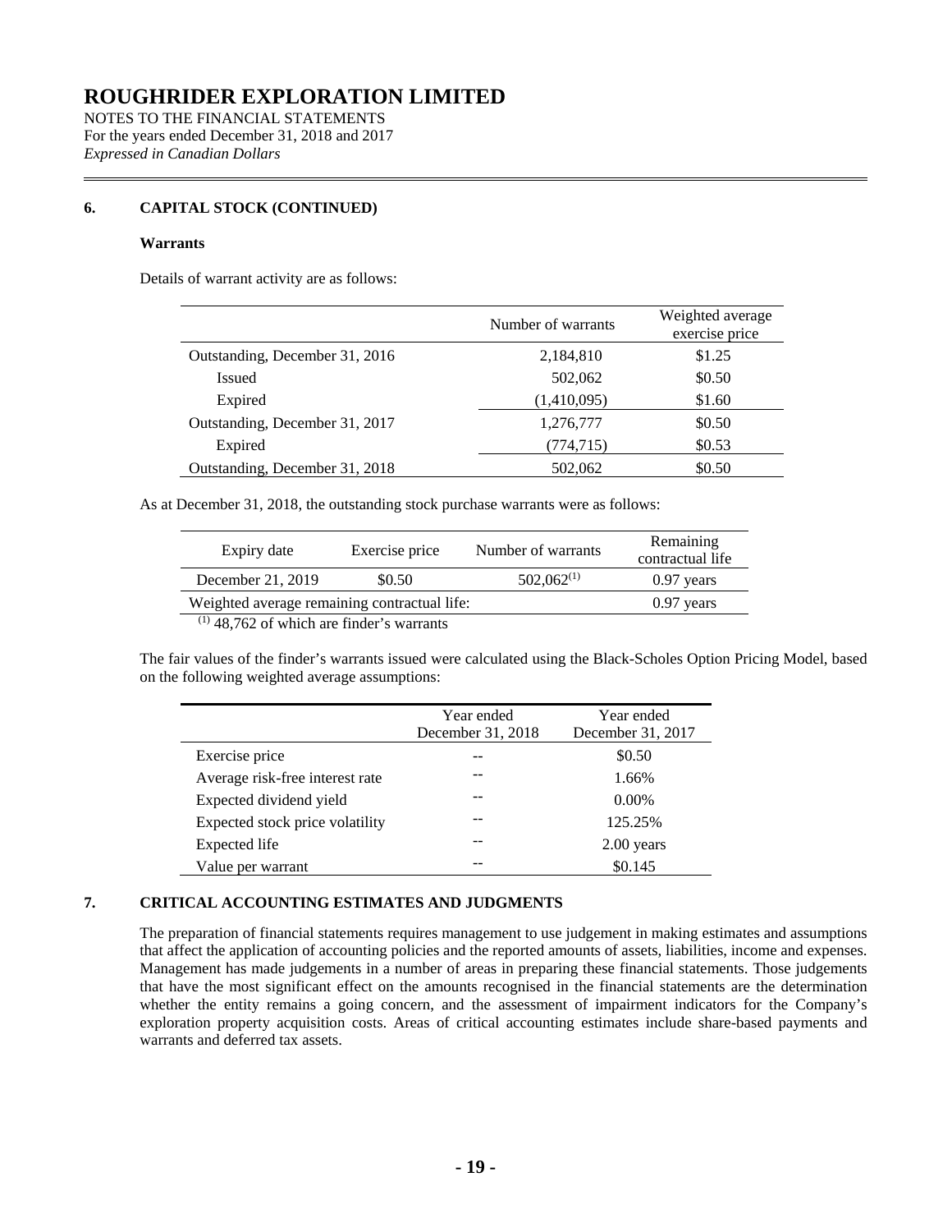# ROUGHRIDER EXPLORATION LIMITED

NOTES TO THE FINANCIAL STATEMENTS
For the years ended December 31, 2018 and 2017
*Expressed in Canadian Dollars*

## 6. CAPITAL STOCK (CONTINUED)

### Warrants

Details of warrant activity are as follows:

| | Number of warrants | Weighted average exercise price |
|---|---|---|
| Outstanding, December 31, 2016 | 2,184,810 | $1.25 |
| Issued | 502,062 | $0.50 |
| Expired | (1,410,095) | $1.60 |
| Outstanding, December 31, 2017 | 1,276,777 | $0.50 |
| Expired | (774,715) | $0.53 |
| Outstanding, December 31, 2018 | 502,062 | $0.50 |

As at December 31, 2018, the outstanding stock purchase warrants were as follows:

| Expiry date | Exercise price | Number of warrants | Remaining contractual life |
|---|---|---|---|
| December 21, 2019 | $0.50 | 502,062[(1)] | 0.97 years |
| Weighted average remaining contractual life: | | | 0.97 years |

[(1)] 48,762 of which are finder's warrants

The fair values of the finder's warrants issued were calculated using the Black-Scholes Option Pricing Model, based on the following weighted average assumptions:

| | Year ended December 31, 2018 | Year ended December 31, 2017 |
|---|---|---|
| Exercise price | -- | $0.50 |
| Average risk-free interest rate | -- | 1.66% |
| Expected dividend yield | -- | 0.00% |
| Expected stock price volatility | -- | 125.25% |
| Expected life | -- | 2.00 years |
| Value per warrant | -- | $0.145 |

## 7. CRITICAL ACCOUNTING ESTIMATES AND JUDGMENTS

The preparation of financial statements requires management to use judgement in making estimates and assumptions that affect the application of accounting policies and the reported amounts of assets, liabilities, income and expenses. Management has made judgements in a number of areas in preparing these financial statements. Those judgements that have the most significant effect on the amounts recognised in the financial statements are the determination whether the entity remains a going concern, and the assessment of impairment indicators for the Company's exploration property acquisition costs. Areas of critical accounting estimates include share-based payments and warrants and deferred tax assets.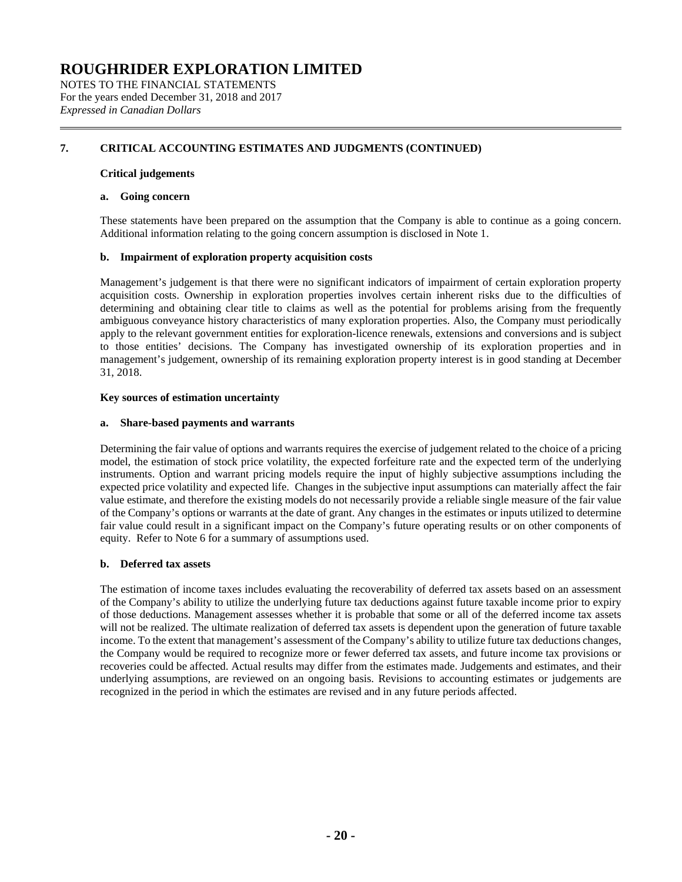## 7. CRITICAL ACCOUNTING ESTIMATES AND JUDGMENTS (CONTINUED)

### Critical judgements

**a. Going concern**

These statements have been prepared on the assumption that the Company is able to continue as a going concern. Additional information relating to the going concern assumption is disclosed in Note 1.

**b. Impairment of exploration property acquisition costs**

Management's judgement is that there were no significant indicators of impairment of certain exploration property acquisition costs. Ownership in exploration properties involves certain inherent risks due to the difficulties of determining and obtaining clear title to claims as well as the potential for problems arising from the frequently ambiguous conveyance history characteristics of many exploration properties. Also, the Company must periodically apply to the relevant government entities for exploration-licence renewals, extensions and conversions and is subject to those entities' decisions. The Company has investigated ownership of its exploration properties and in management's judgement, ownership of its remaining exploration property interest is in good standing at December 31, 2018.

### Key sources of estimation uncertainty

**a. Share-based payments and warrants**

Determining the fair value of options and warrants requires the exercise of judgement related to the choice of a pricing model, the estimation of stock price volatility, the expected forfeiture rate and the expected term of the underlying instruments. Option and warrant pricing models require the input of highly subjective assumptions including the expected price volatility and expected life. Changes in the subjective input assumptions can materially affect the fair value estimate, and therefore the existing models do not necessarily provide a reliable single measure of the fair value of the Company's options or warrants at the date of grant. Any changes in the estimates or inputs utilized to determine fair value could result in a significant impact on the Company's future operating results or on other components of equity. Refer to Note 6 for a summary of assumptions used.

**b. Deferred tax assets**

The estimation of income taxes includes evaluating the recoverability of deferred tax assets based on an assessment of the Company's ability to utilize the underlying future tax deductions against future taxable income prior to expiry of those deductions. Management assesses whether it is probable that some or all of the deferred income tax assets will not be realized. The ultimate realization of deferred tax assets is dependent upon the generation of future taxable income. To the extent that management's assessment of the Company's ability to utilize future tax deductions changes, the Company would be required to recognize more or fewer deferred tax assets, and future income tax provisions or recoveries could be affected. Actual results may differ from the estimates made. Judgements and estimates, and their underlying assumptions, are reviewed on an ongoing basis. Revisions to accounting estimates or judgements are recognized in the period in which the estimates are revised and in any future periods affected.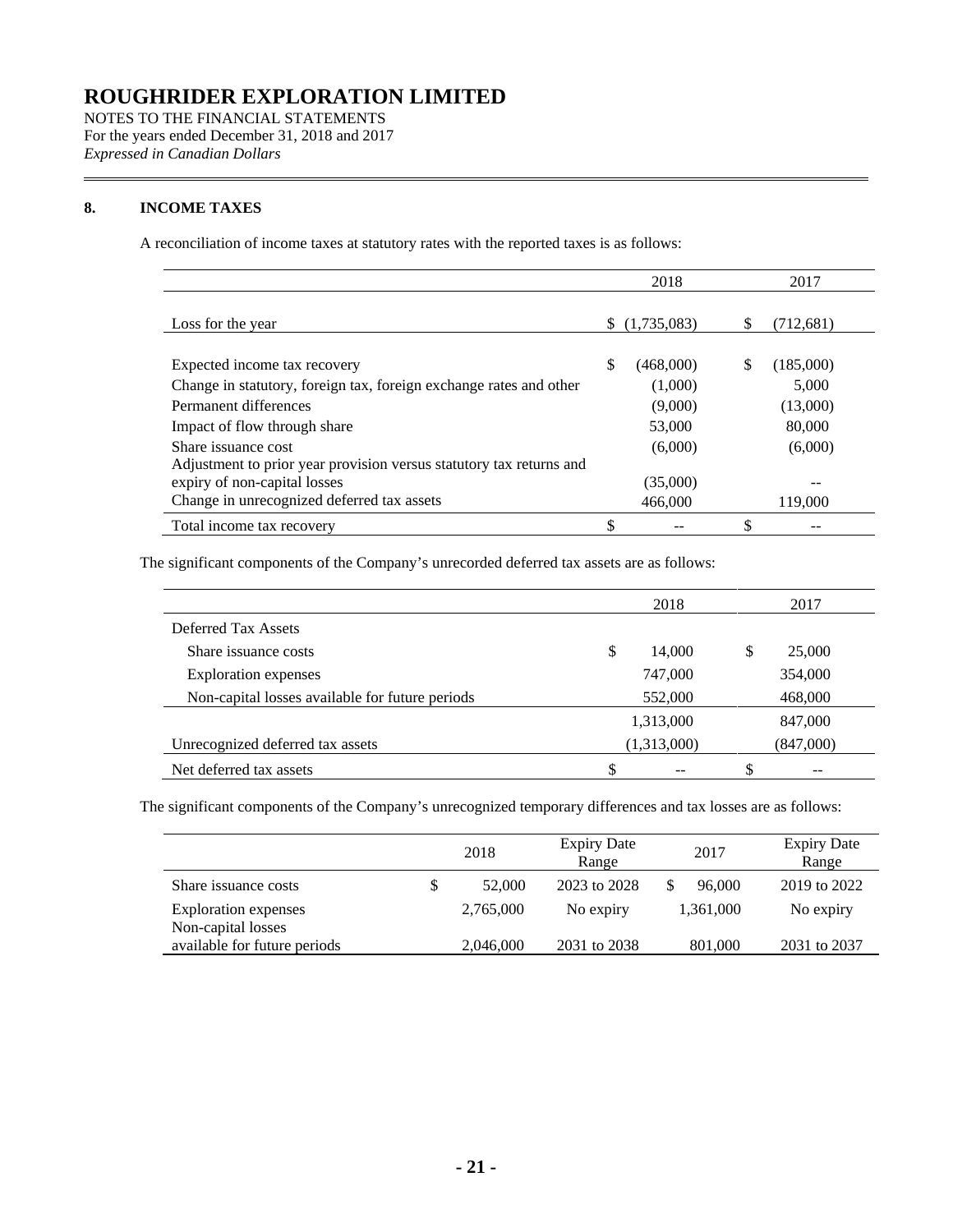# ROUGHRIDER EXPLORATION LIMITED

NOTES TO THE FINANCIAL STATEMENTS
For the years ended December 31, 2018 and 2017
*Expressed in Canadian Dollars*

## 8. INCOME TAXES

A reconciliation of income taxes at statutory rates with the reported taxes is as follows:

| | 2018 | 2017 |
|---|---|---|
| Loss for the year | $ (1,735,083) | $ (712,681) |
| Expected income tax recovery | $ (468,000) | $ (185,000) |
| Change in statutory, foreign tax, foreign exchange rates and other | (1,000) | 5,000 |
| Permanent differences | (9,000) | (13,000) |
| Impact of flow through share | 53,000 | 80,000 |
| Share issuance cost | (6,000) | (6,000) |
| Adjustment to prior year provision versus statutory tax returns and expiry of non-capital losses | (35,000) | -- |
| Change in unrecognized deferred tax assets | 466,000 | 119,000 |
| Total income tax recovery | $ -- | $ -- |

The significant components of the Company's unrecorded deferred tax assets are as follows:

| | 2018 | 2017 |
|---|---|---|
| Deferred Tax Assets | | |
| Share issuance costs | $ 14,000 | $ 25,000 |
| Exploration expenses | 747,000 | 354,000 |
| Non-capital losses available for future periods | 552,000 | 468,000 |
| | 1,313,000 | 847,000 |
| Unrecognized deferred tax assets | (1,313,000) | (847,000) |
| Net deferred tax assets | $ -- | $ -- |

The significant components of the Company's unrecognized temporary differences and tax losses are as follows:

| | 2018 | Expiry Date Range | 2017 | Expiry Date Range |
|---|---|---|---|---|
| Share issuance costs | $ 52,000 | 2023 to 2028 | $ 96,000 | 2019 to 2022 |
| Exploration expenses | 2,765,000 | No expiry | 1,361,000 | No expiry |
| Non-capital losses available for future periods | 2,046,000 | 2031 to 2038 | 801,000 | 2031 to 2037 |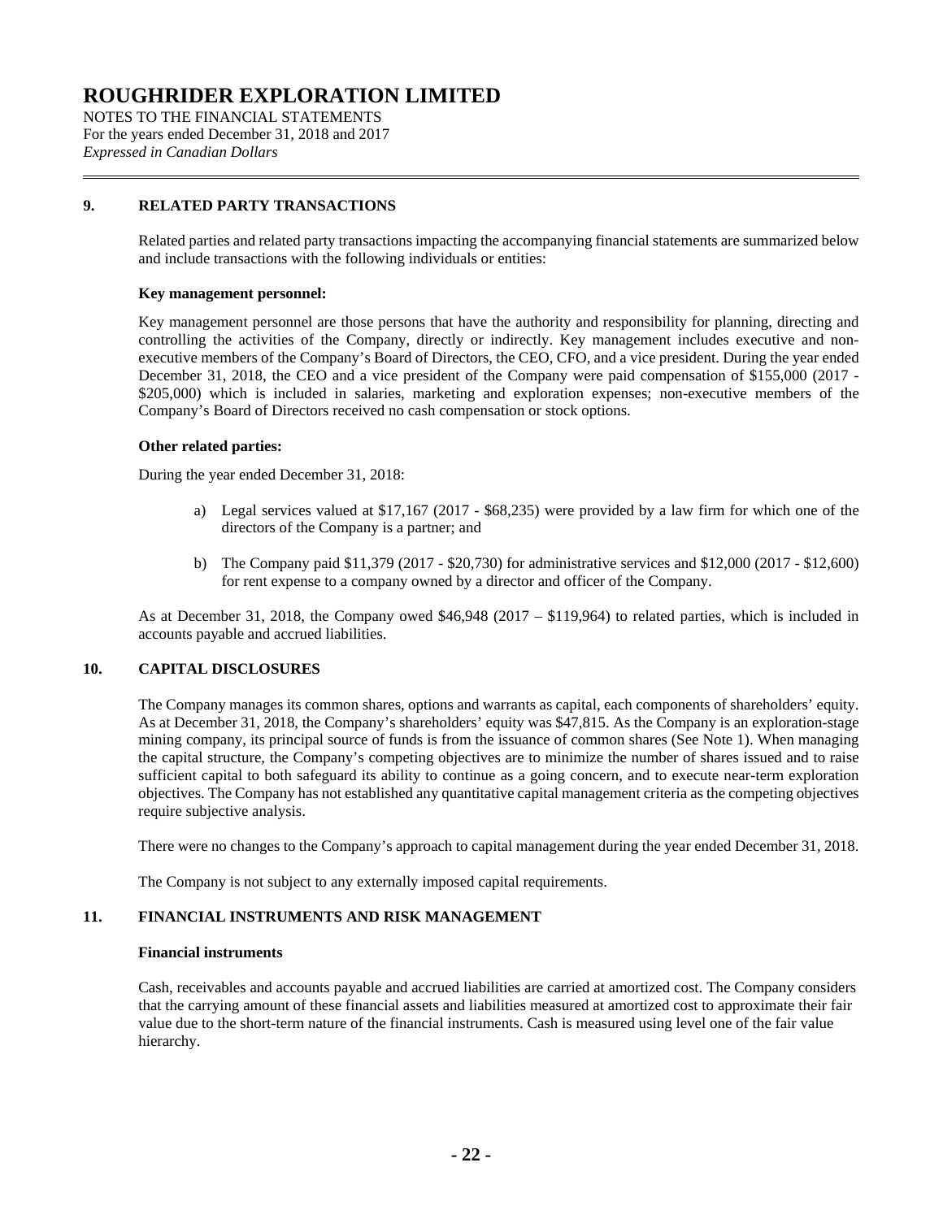## 9. RELATED PARTY TRANSACTIONS

Related parties and related party transactions impacting the accompanying financial statements are summarized below and include transactions with the following individuals or entities:

**Key management personnel:**

Key management personnel are those persons that have the authority and responsibility for planning, directing and controlling the activities of the Company, directly or indirectly. Key management includes executive and non-executive members of the Company's Board of Directors, the CEO, CFO, and a vice president. During the year ended December 31, 2018, the CEO and a vice president of the Company were paid compensation of $155,000 (2017 - $205,000) which is included in salaries, marketing and exploration expenses; non-executive members of the Company's Board of Directors received no cash compensation or stock options.

**Other related parties:**

During the year ended December 31, 2018:

a) Legal services valued at $17,167 (2017 - $68,235) were provided by a law firm for which one of the directors of the Company is a partner; and

b) The Company paid $11,379 (2017 - $20,730) for administrative services and $12,000 (2017 - $12,600) for rent expense to a company owned by a director and officer of the Company.

As at December 31, 2018, the Company owed $46,948 (2017 – $119,964) to related parties, which is included in accounts payable and accrued liabilities.

## 10. CAPITAL DISCLOSURES

The Company manages its common shares, options and warrants as capital, each components of shareholders' equity. As at December 31, 2018, the Company's shareholders' equity was $47,815. As the Company is an exploration-stage mining company, its principal source of funds is from the issuance of common shares (See Note 1). When managing the capital structure, the Company's competing objectives are to minimize the number of shares issued and to raise sufficient capital to both safeguard its ability to continue as a going concern, and to execute near-term exploration objectives. The Company has not established any quantitative capital management criteria as the competing objectives require subjective analysis.

There were no changes to the Company's approach to capital management during the year ended December 31, 2018.

The Company is not subject to any externally imposed capital requirements.

## 11. FINANCIAL INSTRUMENTS AND RISK MANAGEMENT

**Financial instruments**

Cash, receivables and accounts payable and accrued liabilities are carried at amortized cost. The Company considers that the carrying amount of these financial assets and liabilities measured at amortized cost to approximate their fair value due to the short-term nature of the financial instruments. Cash is measured using level one of the fair value hierarchy.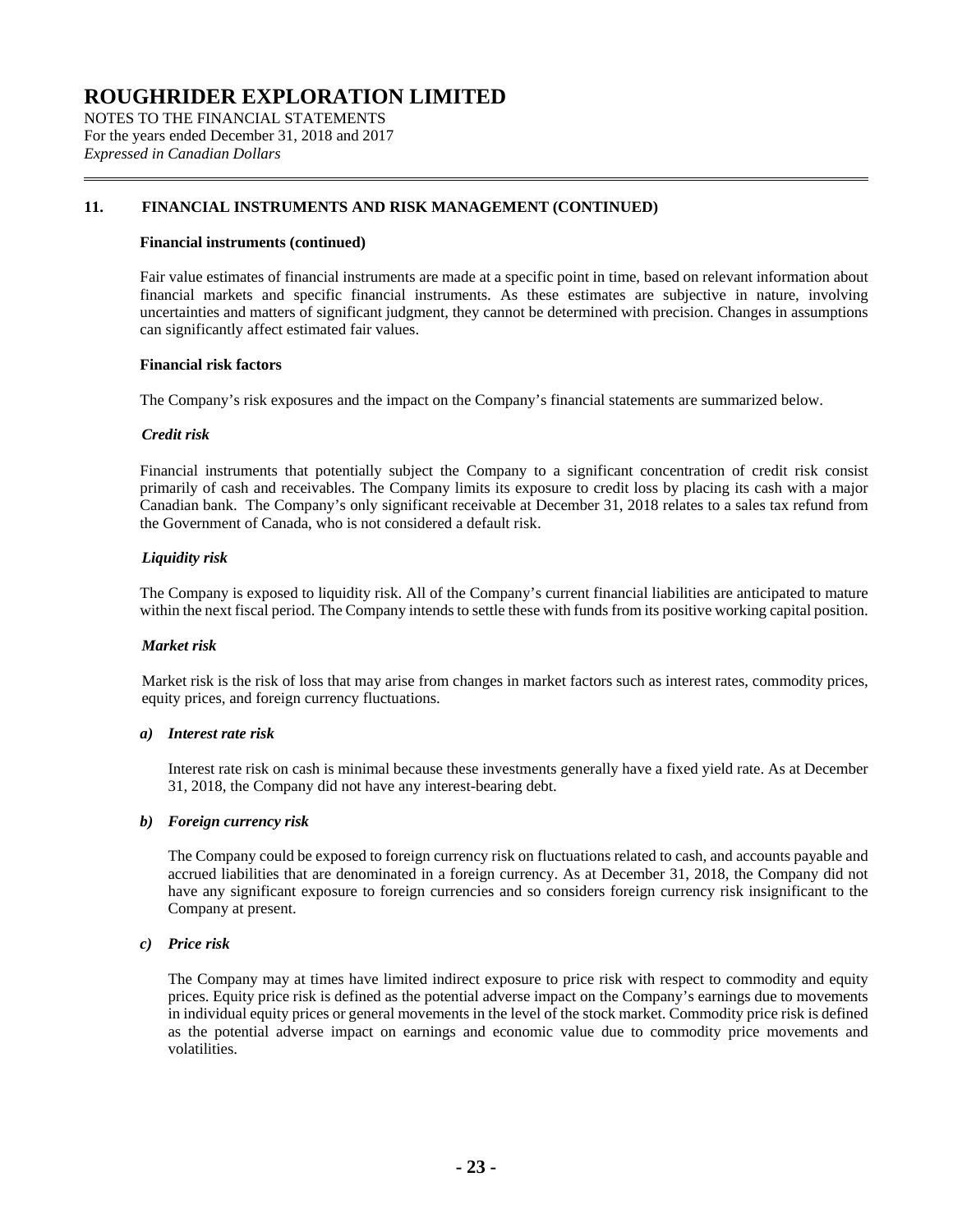## 11. FINANCIAL INSTRUMENTS AND RISK MANAGEMENT (CONTINUED)

**Financial instruments (continued)**

Fair value estimates of financial instruments are made at a specific point in time, based on relevant information about financial markets and specific financial instruments. As these estimates are subjective in nature, involving uncertainties and matters of significant judgment, they cannot be determined with precision. Changes in assumptions can significantly affect estimated fair values.

**Financial risk factors**

The Company's risk exposures and the impact on the Company's financial statements are summarized below.

***Credit risk***

Financial instruments that potentially subject the Company to a significant concentration of credit risk consist primarily of cash and receivables. The Company limits its exposure to credit loss by placing its cash with a major Canadian bank. The Company's only significant receivable at December 31, 2018 relates to a sales tax refund from the Government of Canada, who is not considered a default risk.

***Liquidity risk***

The Company is exposed to liquidity risk. All of the Company's current financial liabilities are anticipated to mature within the next fiscal period. The Company intends to settle these with funds from its positive working capital position.

***Market risk***

Market risk is the risk of loss that may arise from changes in market factors such as interest rates, commodity prices, equity prices, and foreign currency fluctuations.

***a) Interest rate risk***

Interest rate risk on cash is minimal because these investments generally have a fixed yield rate. As at December 31, 2018, the Company did not have any interest-bearing debt.

***b) Foreign currency risk***

The Company could be exposed to foreign currency risk on fluctuations related to cash, and accounts payable and accrued liabilities that are denominated in a foreign currency. As at December 31, 2018, the Company did not have any significant exposure to foreign currencies and so considers foreign currency risk insignificant to the Company at present.

***c) Price risk***

The Company may at times have limited indirect exposure to price risk with respect to commodity and equity prices. Equity price risk is defined as the potential adverse impact on the Company's earnings due to movements in individual equity prices or general movements in the level of the stock market. Commodity price risk is defined as the potential adverse impact on earnings and economic value due to commodity price movements and volatilities.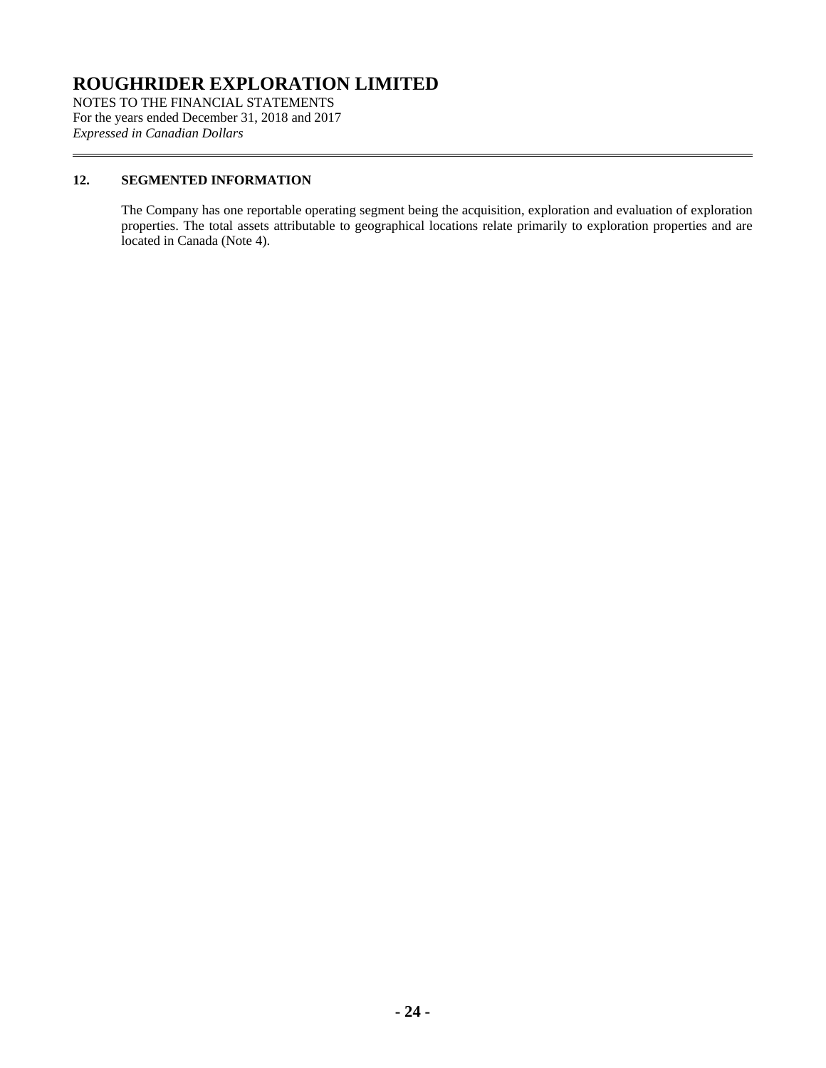## 12. SEGMENTED INFORMATION

The Company has one reportable operating segment being the acquisition, exploration and evaluation of exploration properties. The total assets attributable to geographical locations relate primarily to exploration properties and are located in Canada (Note 4).